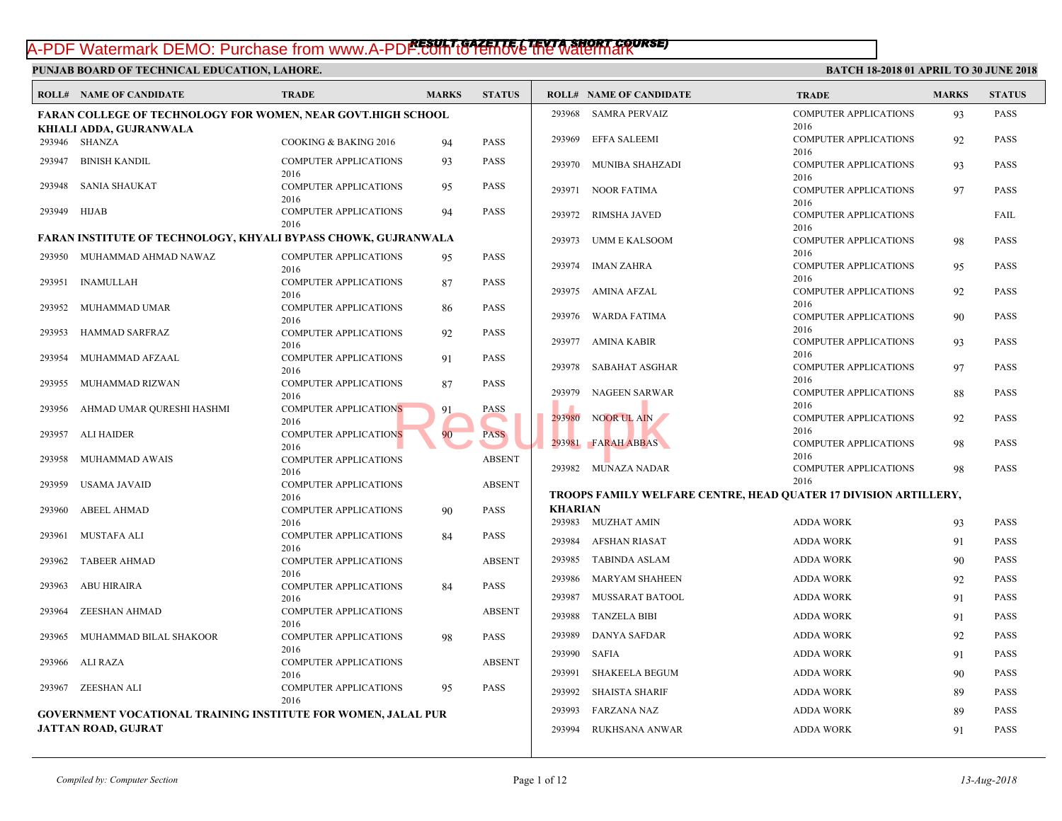# RESULT GAZETTE ( TEVTA SHORT COURSE)

**PUNJAB BOARD OF TECHNICAL EDUCATION, LAHORE.** **BATCH 18-2018 01 APRIL TO 30 JUNE 2018**

**FARAN COLLEGE OF TECHNOLOGY FOR WOMEN, NEAR GOVT.HIGH SCHOOL KHIALI ADDA, GUJRANWALA**

| ROLL# | NAME OF CANDIDATE | TRADE | MARKS | STATUS |
|---|---|---|---|---|
| 293946 | SHANZA | COOKING & BAKING 2016 | 94 | PASS |
| 293947 | BINISH KANDIL | COMPUTER APPLICATIONS 2016 | 93 | PASS |
| 293948 | SANIA SHAUKAT | COMPUTER APPLICATIONS 2016 | 95 | PASS |
| 293949 | HIJAB | COMPUTER APPLICATIONS 2016 | 94 | PASS |

**FARAN INSTITUTE OF TECHNOLOGY, KHYALI BYPASS CHOWK, GUJRANWALA**

| ROLL# | NAME OF CANDIDATE | TRADE | MARKS | STATUS |
|---|---|---|---|---|
| 293950 | MUHAMMAD AHMAD NAWAZ | COMPUTER APPLICATIONS 2016 | 95 | PASS |
| 293951 | INAMULLAH | COMPUTER APPLICATIONS 2016 | 87 | PASS |
| 293952 | MUHAMMAD UMAR | COMPUTER APPLICATIONS 2016 | 86 | PASS |
| 293953 | HAMMAD SARFRAZ | COMPUTER APPLICATIONS 2016 | 92 | PASS |
| 293954 | MUHAMMAD AFZAAL | COMPUTER APPLICATIONS 2016 | 91 | PASS |
| 293955 | MUHAMMAD RIZWAN | COMPUTER APPLICATIONS 2016 | 87 | PASS |
| 293956 | AHMAD UMAR QURESHI HASHMI | COMPUTER APPLICATIONS 2016 | 91 | PASS |
| 293957 | ALI HAIDER | COMPUTER APPLICATIONS 2016 | 90 | PASS |
| 293958 | MUHAMMAD AWAIS | COMPUTER APPLICATIONS 2016 | | ABSENT |
| 293959 | USAMA JAVAID | COMPUTER APPLICATIONS 2016 | | ABSENT |
| 293960 | ABEEL AHMAD | COMPUTER APPLICATIONS 2016 | 90 | PASS |
| 293961 | MUSTAFA ALI | COMPUTER APPLICATIONS 2016 | 84 | PASS |
| 293962 | TABEER AHMAD | COMPUTER APPLICATIONS 2016 | | ABSENT |
| 293963 | ABU HIRAIRA | COMPUTER APPLICATIONS 2016 | 84 | PASS |
| 293964 | ZEESHAN AHMAD | COMPUTER APPLICATIONS 2016 | | ABSENT |
| 293965 | MUHAMMAD BILAL SHAKOOR | COMPUTER APPLICATIONS 2016 | 98 | PASS |
| 293966 | ALI RAZA | COMPUTER APPLICATIONS 2016 | | ABSENT |
| 293967 | ZEESHAN ALI | COMPUTER APPLICATIONS 2016 | 95 | PASS |

**GOVERNMENT VOCATIONAL TRAINING INSTITUTE FOR WOMEN, JALAL PUR JATTAN ROAD, GUJRAT**

| ROLL# | NAME OF CANDIDATE | TRADE | MARKS | STATUS |
|---|---|---|---|---|
| 293968 | SAMRA PERVAIZ | COMPUTER APPLICATIONS 2016 | 93 | PASS |
| 293969 | EFFA SALEEMI | COMPUTER APPLICATIONS 2016 | 92 | PASS |
| 293970 | MUNIBA SHAHZADI | COMPUTER APPLICATIONS 2016 | 93 | PASS |
| 293971 | NOOR FATIMA | COMPUTER APPLICATIONS 2016 | 97 | PASS |
| 293972 | RIMSHA JAVED | COMPUTER APPLICATIONS 2016 | | FAIL |
| 293973 | UMM E KALSOOM | COMPUTER APPLICATIONS 2016 | 98 | PASS |
| 293974 | IMAN ZAHRA | COMPUTER APPLICATIONS 2016 | 95 | PASS |
| 293975 | AMINA AFZAL | COMPUTER APPLICATIONS 2016 | 92 | PASS |
| 293976 | WARDA FATIMA | COMPUTER APPLICATIONS 2016 | 90 | PASS |
| 293977 | AMINA KABIR | COMPUTER APPLICATIONS 2016 | 93 | PASS |
| 293978 | SABAHAT ASGHAR | COMPUTER APPLICATIONS 2016 | 97 | PASS |
| 293979 | NAGEEN SARWAR | COMPUTER APPLICATIONS 2016 | 88 | PASS |
| 293980 | NOOR UL AIN | COMPUTER APPLICATIONS 2016 | 92 | PASS |
| 293981 | FARAH ABBAS | COMPUTER APPLICATIONS 2016 | 98 | PASS |
| 293982 | MUNAZA NADAR | COMPUTER APPLICATIONS 2016 | 98 | PASS |

**TROOPS FAMILY WELFARE CENTRE, HEAD QUATER 17 DIVISION ARTILLERY, KHARIAN**

| ROLL# | NAME OF CANDIDATE | TRADE | MARKS | STATUS |
|---|---|---|---|---|
| 293983 | MUZHAT AMIN | ADDA WORK | 93 | PASS |
| 293984 | AFSHAN RIASAT | ADDA WORK | 91 | PASS |
| 293985 | TABINDA ASLAM | ADDA WORK | 90 | PASS |
| 293986 | MARYAM SHAHEEN | ADDA WORK | 92 | PASS |
| 293987 | MUSSARAT BATOOL | ADDA WORK | 91 | PASS |
| 293988 | TANZELA BIBI | ADDA WORK | 91 | PASS |
| 293989 | DANYA SAFDAR | ADDA WORK | 92 | PASS |
| 293990 | SAFIA | ADDA WORK | 91 | PASS |
| 293991 | SHAKEELA BEGUM | ADDA WORK | 90 | PASS |
| 293992 | SHAISTA SHARIF | ADDA WORK | 89 | PASS |
| 293993 | FARZANA NAZ | ADDA WORK | 89 | PASS |
| 293994 | RUKHSANA ANWAR | ADDA WORK | 91 | PASS |

*Compiled by: Computer Section* *13-Aug-2018*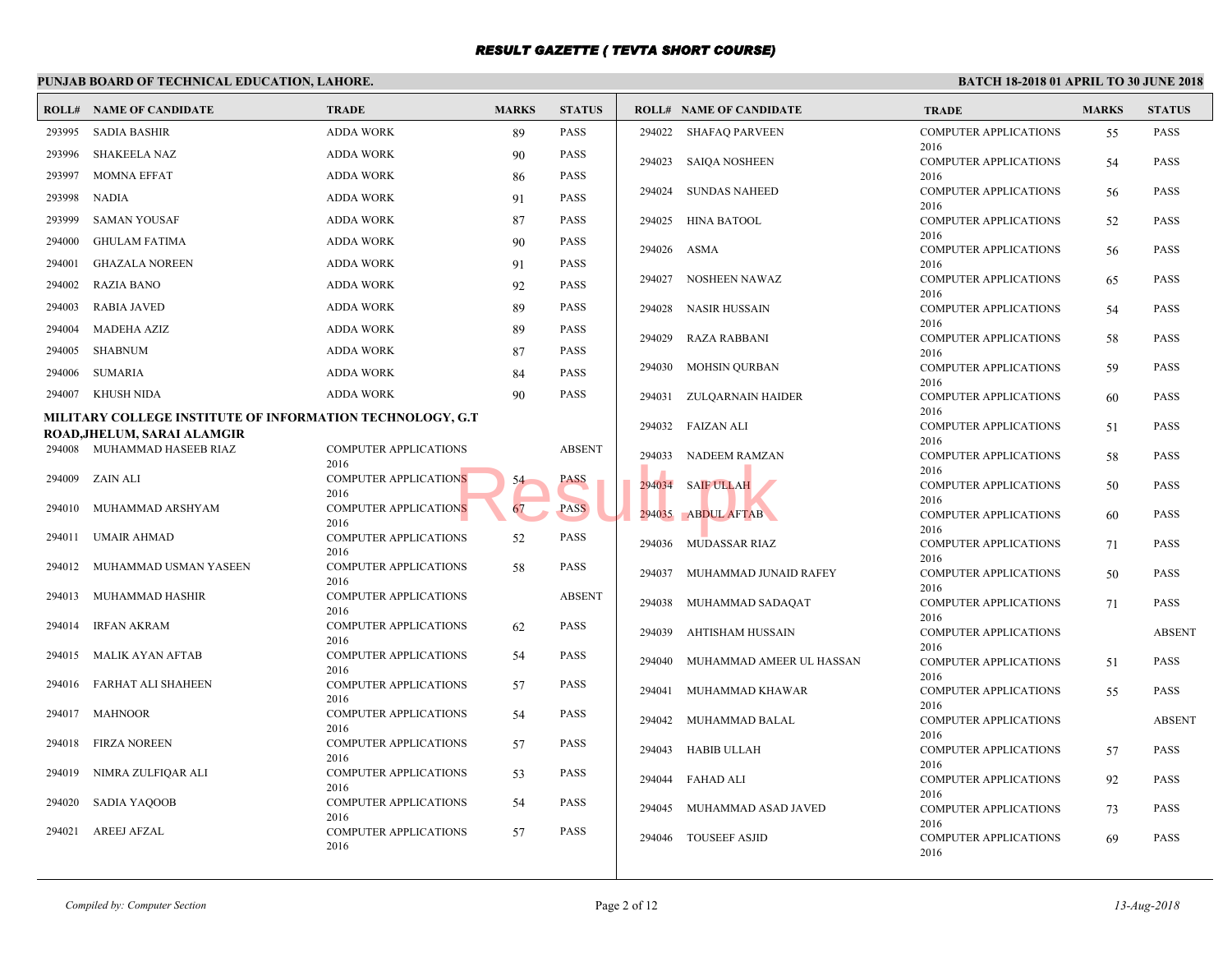# RESULT GAZETTE ( TEVTA SHORT COURSE)

**PUNJAB BOARD OF TECHNICAL EDUCATION, LAHORE.**

**BATCH 18-2018 01 APRIL TO 30 JUNE 2018**

| ROLL# | NAME OF CANDIDATE | TRADE | MARKS | STATUS |
|---|---|---|---|---|
| 293995 | SADIA BASHIR | ADDA WORK | 89 | PASS |
| 293996 | SHAKEELA NAZ | ADDA WORK | 90 | PASS |
| 293997 | MOMNA EFFAT | ADDA WORK | 86 | PASS |
| 293998 | NADIA | ADDA WORK | 91 | PASS |
| 293999 | SAMAN YOUSAF | ADDA WORK | 87 | PASS |
| 294000 | GHULAM FATIMA | ADDA WORK | 90 | PASS |
| 294001 | GHAZALA NOREEN | ADDA WORK | 91 | PASS |
| 294002 | RAZIA BANO | ADDA WORK | 92 | PASS |
| 294003 | RABIA JAVED | ADDA WORK | 89 | PASS |
| 294004 | MADEHA AZIZ | ADDA WORK | 89 | PASS |
| 294005 | SHABNUM | ADDA WORK | 87 | PASS |
| 294006 | SUMARIA | ADDA WORK | 84 | PASS |
| 294007 | KHUSH NIDA | ADDA WORK | 90 | PASS |

**MILITARY COLLEGE INSTITUTE OF INFORMATION TECHNOLOGY, G.T ROAD,JHELUM, SARAI ALAMGIR**

| ROLL# | NAME OF CANDIDATE | TRADE | MARKS | STATUS |
|---|---|---|---|---|
| 294008 | MUHAMMAD HASEEB RIAZ | COMPUTER APPLICATIONS 2016 | | ABSENT |
| 294009 | ZAIN ALI | COMPUTER APPLICATIONS 2016 | 54 | PASS |
| 294010 | MUHAMMAD ARSHYAM | COMPUTER APPLICATIONS 2016 | 67 | PASS |
| 294011 | UMAIR AHMAD | COMPUTER APPLICATIONS 2016 | 52 | PASS |
| 294012 | MUHAMMAD USMAN YASEEN | COMPUTER APPLICATIONS 2016 | 58 | PASS |
| 294013 | MUHAMMAD HASHIR | COMPUTER APPLICATIONS 2016 | | ABSENT |
| 294014 | IRFAN AKRAM | COMPUTER APPLICATIONS 2016 | 62 | PASS |
| 294015 | MALIK AYAN AFTAB | COMPUTER APPLICATIONS 2016 | 54 | PASS |
| 294016 | FARHAT ALI SHAHEEN | COMPUTER APPLICATIONS 2016 | 57 | PASS |
| 294017 | MAHNOOR | COMPUTER APPLICATIONS 2016 | 54 | PASS |
| 294018 | FIRZA NOREEN | COMPUTER APPLICATIONS 2016 | 57 | PASS |
| 294019 | NIMRA ZULFIQAR ALI | COMPUTER APPLICATIONS 2016 | 53 | PASS |
| 294020 | SADIA YAQOOB | COMPUTER APPLICATIONS 2016 | 54 | PASS |
| 294021 | AREEJ AFZAL | COMPUTER APPLICATIONS 2016 | 57 | PASS |
| 294022 | SHAFAQ PARVEEN | COMPUTER APPLICATIONS 2016 | 55 | PASS |
| 294023 | SAIQA NOSHEEN | COMPUTER APPLICATIONS 2016 | 54 | PASS |
| 294024 | SUNDAS NAHEED | COMPUTER APPLICATIONS 2016 | 56 | PASS |
| 294025 | HINA BATOOL | COMPUTER APPLICATIONS 2016 | 52 | PASS |
| 294026 | ASMA | COMPUTER APPLICATIONS 2016 | 56 | PASS |
| 294027 | NOSHEEN NAWAZ | COMPUTER APPLICATIONS 2016 | 65 | PASS |
| 294028 | NASIR HUSSAIN | COMPUTER APPLICATIONS 2016 | 54 | PASS |
| 294029 | RAZA RABBANI | COMPUTER APPLICATIONS 2016 | 58 | PASS |
| 294030 | MOHSIN QURBAN | COMPUTER APPLICATIONS 2016 | 59 | PASS |
| 294031 | ZULQARNAIN HAIDER | COMPUTER APPLICATIONS 2016 | 60 | PASS |
| 294032 | FAIZAN ALI | COMPUTER APPLICATIONS 2016 | 51 | PASS |
| 294033 | NADEEM RAMZAN | COMPUTER APPLICATIONS 2016 | 58 | PASS |
| 294034 | SAIF ULLAH | COMPUTER APPLICATIONS 2016 | 50 | PASS |
| 294035 | ABDUL AFTAB | COMPUTER APPLICATIONS 2016 | 60 | PASS |
| 294036 | MUDASSAR RIAZ | COMPUTER APPLICATIONS 2016 | 71 | PASS |
| 294037 | MUHAMMAD JUNAID RAFEY | COMPUTER APPLICATIONS 2016 | 50 | PASS |
| 294038 | MUHAMMAD SADAQAT | COMPUTER APPLICATIONS 2016 | 71 | PASS |
| 294039 | AHTISHAM HUSSAIN | COMPUTER APPLICATIONS 2016 | | ABSENT |
| 294040 | MUHAMMAD AMEER UL HASSAN | COMPUTER APPLICATIONS 2016 | 51 | PASS |
| 294041 | MUHAMMAD KHAWAR | COMPUTER APPLICATIONS 2016 | 55 | PASS |
| 294042 | MUHAMMAD BALAL | COMPUTER APPLICATIONS 2016 | | ABSENT |
| 294043 | HABIB ULLAH | COMPUTER APPLICATIONS 2016 | 57 | PASS |
| 294044 | FAHAD ALI | COMPUTER APPLICATIONS 2016 | 92 | PASS |
| 294045 | MUHAMMAD ASAD JAVED | COMPUTER APPLICATIONS 2016 | 73 | PASS |
| 294046 | TOUSEEF ASJID | COMPUTER APPLICATIONS 2016 | 69 | PASS |

*Compiled by: Computer Section*

*13-Aug-2018*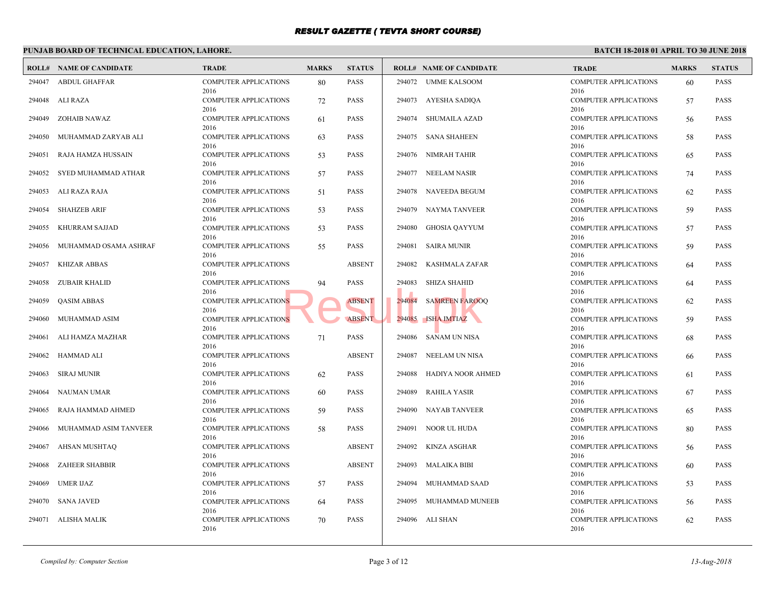# RESULT GAZETTE ( TEVTA SHORT COURSE)

**PUNJAB BOARD OF TECHNICAL EDUCATION, LAHORE.**

**BATCH 18-2018 01 APRIL TO 30 JUNE 2018**

| ROLL# | NAME OF CANDIDATE | TRADE | MARKS | STATUS |
|---|---|---|---|---|
| 294047 | ABDUL GHAFFAR | COMPUTER APPLICATIONS 2016 | 80 | PASS |
| 294048 | ALI RAZA | COMPUTER APPLICATIONS 2016 | 72 | PASS |
| 294049 | ZOHAIB NAWAZ | COMPUTER APPLICATIONS 2016 | 61 | PASS |
| 294050 | MUHAMMAD ZARYAB ALI | COMPUTER APPLICATIONS 2016 | 63 | PASS |
| 294051 | RAJA HAMZA HUSSAIN | COMPUTER APPLICATIONS 2016 | 53 | PASS |
| 294052 | SYED MUHAMMAD ATHAR | COMPUTER APPLICATIONS 2016 | 57 | PASS |
| 294053 | ALI RAZA RAJA | COMPUTER APPLICATIONS 2016 | 51 | PASS |
| 294054 | SHAHZEB ARIF | COMPUTER APPLICATIONS 2016 | 53 | PASS |
| 294055 | KHURRAM SAJJAD | COMPUTER APPLICATIONS 2016 | 53 | PASS |
| 294056 | MUHAMMAD OSAMA ASHRAF | COMPUTER APPLICATIONS 2016 | 55 | PASS |
| 294057 | KHIZAR ABBAS | COMPUTER APPLICATIONS 2016 | | ABSENT |
| 294058 | ZUBAIR KHALID | COMPUTER APPLICATIONS 2016 | 94 | PASS |
| 294059 | QASIM ABBAS | COMPUTER APPLICATIONS 2016 | | ABSENT |
| 294060 | MUHAMMAD ASIM | COMPUTER APPLICATIONS 2016 | | ABSENT |
| 294061 | ALI HAMZA MAZHAR | COMPUTER APPLICATIONS 2016 | 71 | PASS |
| 294062 | HAMMAD ALI | COMPUTER APPLICATIONS 2016 | | ABSENT |
| 294063 | SIRAJ MUNIR | COMPUTER APPLICATIONS 2016 | 62 | PASS |
| 294064 | NAUMAN UMAR | COMPUTER APPLICATIONS 2016 | 60 | PASS |
| 294065 | RAJA HAMMAD AHMED | COMPUTER APPLICATIONS 2016 | 59 | PASS |
| 294066 | MUHAMMAD ASIM TANVEER | COMPUTER APPLICATIONS 2016 | 58 | PASS |
| 294067 | AHSAN MUSHTAQ | COMPUTER APPLICATIONS 2016 | | ABSENT |
| 294068 | ZAHEER SHABBIR | COMPUTER APPLICATIONS 2016 | | ABSENT |
| 294069 | UMER IJAZ | COMPUTER APPLICATIONS 2016 | 57 | PASS |
| 294070 | SANA JAVED | COMPUTER APPLICATIONS 2016 | 64 | PASS |
| 294071 | ALISHA MALIK | COMPUTER APPLICATIONS 2016 | 70 | PASS |
| 294072 | UMME KALSOOM | COMPUTER APPLICATIONS 2016 | 60 | PASS |
| 294073 | AYESHA SADIQA | COMPUTER APPLICATIONS 2016 | 57 | PASS |
| 294074 | SHUMAILA AZAD | COMPUTER APPLICATIONS 2016 | 56 | PASS |
| 294075 | SANA SHAHEEN | COMPUTER APPLICATIONS 2016 | 58 | PASS |
| 294076 | NIMRAH TAHIR | COMPUTER APPLICATIONS 2016 | 65 | PASS |
| 294077 | NEELAM NASIR | COMPUTER APPLICATIONS 2016 | 74 | PASS |
| 294078 | NAVEEDA BEGUM | COMPUTER APPLICATIONS 2016 | 62 | PASS |
| 294079 | NAYMA TANVEER | COMPUTER APPLICATIONS 2016 | 59 | PASS |
| 294080 | GHOSIA QAYYUM | COMPUTER APPLICATIONS 2016 | 57 | PASS |
| 294081 | SAIRA MUNIR | COMPUTER APPLICATIONS 2016 | 59 | PASS |
| 294082 | KASHMALA ZAFAR | COMPUTER APPLICATIONS 2016 | 64 | PASS |
| 294083 | SHIZA SHAHID | COMPUTER APPLICATIONS 2016 | 64 | PASS |
| 294084 | SAMREEN FAROOQ | COMPUTER APPLICATIONS 2016 | 62 | PASS |
| 294085 | ISHA IMTIAZ | COMPUTER APPLICATIONS 2016 | 59 | PASS |
| 294086 | SANAM UN NISA | COMPUTER APPLICATIONS 2016 | 68 | PASS |
| 294087 | NEELAM UN NISA | COMPUTER APPLICATIONS 2016 | 66 | PASS |
| 294088 | HADIYA NOOR AHMED | COMPUTER APPLICATIONS 2016 | 61 | PASS |
| 294089 | RAHILA YASIR | COMPUTER APPLICATIONS 2016 | 67 | PASS |
| 294090 | NAYAB TANVEER | COMPUTER APPLICATIONS 2016 | 65 | PASS |
| 294091 | NOOR UL HUDA | COMPUTER APPLICATIONS 2016 | 80 | PASS |
| 294092 | KINZA ASGHAR | COMPUTER APPLICATIONS 2016 | 56 | PASS |
| 294093 | MALAIKA BIBI | COMPUTER APPLICATIONS 2016 | 60 | PASS |
| 294094 | MUHAMMAD SAAD | COMPUTER APPLICATIONS 2016 | 53 | PASS |
| 294095 | MUHAMMAD MUNEEB | COMPUTER APPLICATIONS 2016 | 56 | PASS |
| 294096 | ALI SHAN | COMPUTER APPLICATIONS 2016 | 62 | PASS |

*Compiled by: Computer Section*

*13-Aug-2018*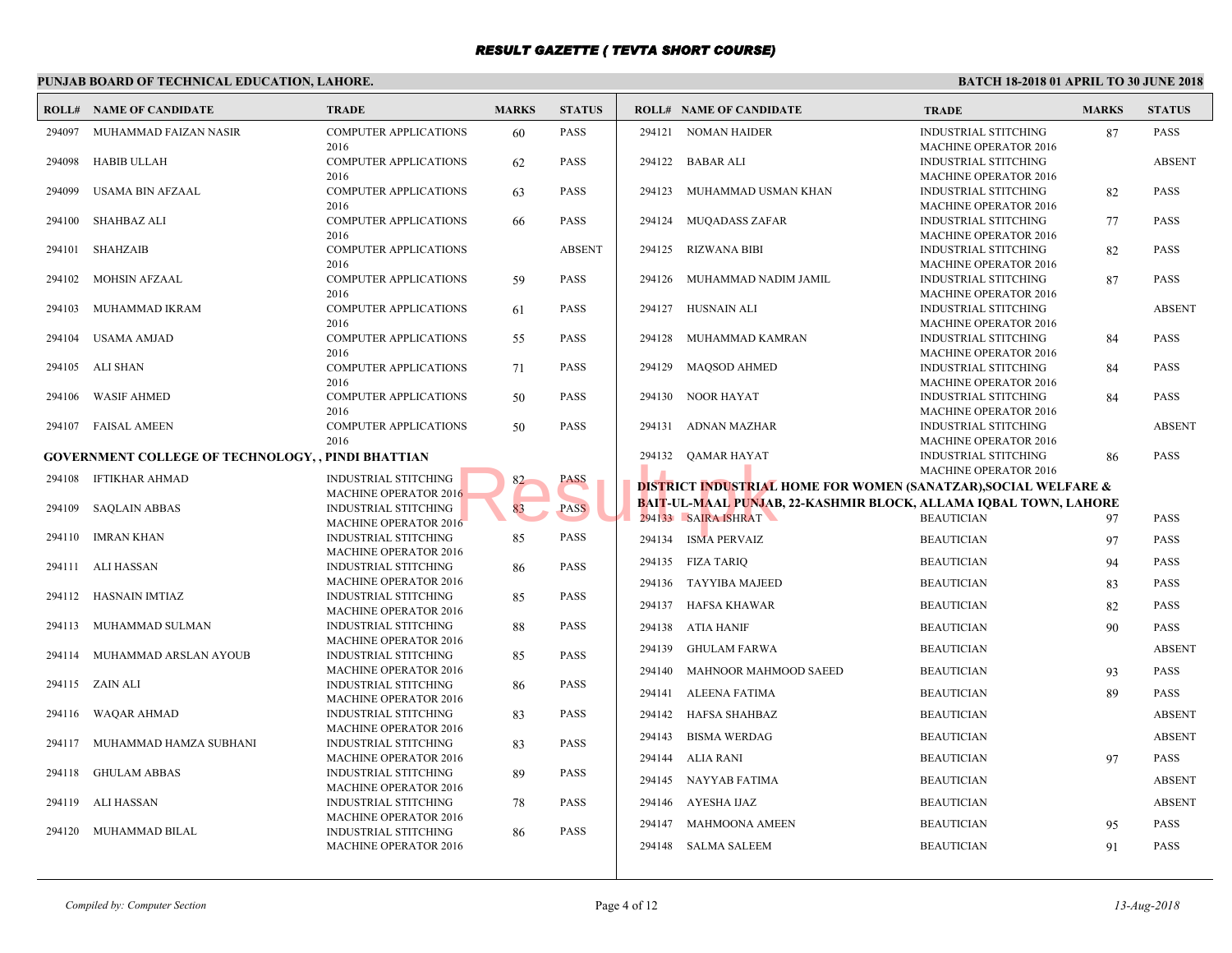# RESULT GAZETTE ( TEVTA SHORT COURSE)

**PUNJAB BOARD OF TECHNICAL EDUCATION, LAHORE.** **BATCH 18-2018 01 APRIL TO 30 JUNE 2018**

| ROLL# | NAME OF CANDIDATE | TRADE | MARKS | STATUS |
|---|---|---|---|---|
| 294097 | MUHAMMAD FAIZAN NASIR | COMPUTER APPLICATIONS 2016 | 60 | PASS |
| 294098 | HABIB ULLAH | COMPUTER APPLICATIONS 2016 | 62 | PASS |
| 294099 | USAMA BIN AFZAAL | COMPUTER APPLICATIONS 2016 | 63 | PASS |
| 294100 | SHAHBAZ ALI | COMPUTER APPLICATIONS 2016 | 66 | PASS |
| 294101 | SHAHZAIB | COMPUTER APPLICATIONS 2016 | | ABSENT |
| 294102 | MOHSIN AFZAAL | COMPUTER APPLICATIONS 2016 | 59 | PASS |
| 294103 | MUHAMMAD IKRAM | COMPUTER APPLICATIONS 2016 | 61 | PASS |
| 294104 | USAMA AMJAD | COMPUTER APPLICATIONS 2016 | 55 | PASS |
| 294105 | ALI SHAN | COMPUTER APPLICATIONS 2016 | 71 | PASS |
| 294106 | WASIF AHMED | COMPUTER APPLICATIONS 2016 | 50 | PASS |
| 294107 | FAISAL AMEEN | COMPUTER APPLICATIONS 2016 | 50 | PASS |

**GOVERNMENT COLLEGE OF TECHNOLOGY, , PINDI BHATTIAN**

| ROLL# | NAME OF CANDIDATE | TRADE | MARKS | STATUS |
|---|---|---|---|---|
| 294108 | IFTIKHAR AHMAD | INDUSTRIAL STITCHING MACHINE OPERATOR 2016 | 82 | PASS |
| 294109 | SAQLAIN ABBAS | INDUSTRIAL STITCHING MACHINE OPERATOR 2016 | 83 | PASS |
| 294110 | IMRAN KHAN | INDUSTRIAL STITCHING MACHINE OPERATOR 2016 | 85 | PASS |
| 294111 | ALI HASSAN | INDUSTRIAL STITCHING MACHINE OPERATOR 2016 | 86 | PASS |
| 294112 | HASNAIN IMTIAZ | INDUSTRIAL STITCHING MACHINE OPERATOR 2016 | 85 | PASS |
| 294113 | MUHAMMAD SULMAN | INDUSTRIAL STITCHING MACHINE OPERATOR 2016 | 88 | PASS |
| 294114 | MUHAMMAD ARSLAN AYOUB | INDUSTRIAL STITCHING MACHINE OPERATOR 2016 | 85 | PASS |
| 294115 | ZAIN ALI | INDUSTRIAL STITCHING MACHINE OPERATOR 2016 | 86 | PASS |
| 294116 | WAQAR AHMAD | INDUSTRIAL STITCHING MACHINE OPERATOR 2016 | 83 | PASS |
| 294117 | MUHAMMAD HAMZA SUBHANI | INDUSTRIAL STITCHING MACHINE OPERATOR 2016 | 83 | PASS |
| 294118 | GHULAM ABBAS | INDUSTRIAL STITCHING MACHINE OPERATOR 2016 | 89 | PASS |
| 294119 | ALI HASSAN | INDUSTRIAL STITCHING MACHINE OPERATOR 2016 | 78 | PASS |
| 294120 | MUHAMMAD BILAL | INDUSTRIAL STITCHING MACHINE OPERATOR 2016 | 86 | PASS |
| 294121 | NOMAN HAIDER | INDUSTRIAL STITCHING MACHINE OPERATOR 2016 | 87 | PASS |
| 294122 | BABAR ALI | INDUSTRIAL STITCHING MACHINE OPERATOR 2016 | | ABSENT |
| 294123 | MUHAMMAD USMAN KHAN | INDUSTRIAL STITCHING MACHINE OPERATOR 2016 | 82 | PASS |
| 294124 | MUQADASS ZAFAR | INDUSTRIAL STITCHING MACHINE OPERATOR 2016 | 77 | PASS |
| 294125 | RIZWANA BIBI | INDUSTRIAL STITCHING MACHINE OPERATOR 2016 | 82 | PASS |
| 294126 | MUHAMMAD NADIM JAMIL | INDUSTRIAL STITCHING MACHINE OPERATOR 2016 | 87 | PASS |
| 294127 | HUSNAIN ALI | INDUSTRIAL STITCHING MACHINE OPERATOR 2016 | | ABSENT |
| 294128 | MUHAMMAD KAMRAN | INDUSTRIAL STITCHING MACHINE OPERATOR 2016 | 84 | PASS |
| 294129 | MAQSOD AHMED | INDUSTRIAL STITCHING MACHINE OPERATOR 2016 | 84 | PASS |
| 294130 | NOOR HAYAT | INDUSTRIAL STITCHING MACHINE OPERATOR 2016 | 84 | PASS |
| 294131 | ADNAN MAZHAR | INDUSTRIAL STITCHING MACHINE OPERATOR 2016 | | ABSENT |
| 294132 | QAMAR HAYAT | INDUSTRIAL STITCHING MACHINE OPERATOR 2016 | 86 | PASS |

**DISTRICT INDUSTRIAL HOME FOR WOMEN (SANATZAR),SOCIAL WELFARE & BAIT-UL-MAAL PUNJAB, 22-KASHMIR BLOCK, ALLAMA IQBAL TOWN, LAHORE**

| ROLL# | NAME OF CANDIDATE | TRADE | MARKS | STATUS |
|---|---|---|---|---|
| 294133 | SAIRA ISHRAT | BEAUTICIAN | 97 | PASS |
| 294134 | ISMA PERVAIZ | BEAUTICIAN | 97 | PASS |
| 294135 | FIZA TARIQ | BEAUTICIAN | 94 | PASS |
| 294136 | TAYYIBA MAJEED | BEAUTICIAN | 83 | PASS |
| 294137 | HAFSA KHAWAR | BEAUTICIAN | 82 | PASS |
| 294138 | ATIA HANIF | BEAUTICIAN | 90 | PASS |
| 294139 | GHULAM FARWA | BEAUTICIAN | | ABSENT |
| 294140 | MAHNOOR MAHMOOD SAEED | BEAUTICIAN | 93 | PASS |
| 294141 | ALEENA FATIMA | BEAUTICIAN | 89 | PASS |
| 294142 | HAFSA SHAHBAZ | BEAUTICIAN | | ABSENT |
| 294143 | BISMA WERDAG | BEAUTICIAN | | ABSENT |
| 294144 | ALIA RANI | BEAUTICIAN | 97 | PASS |
| 294145 | NAYYAB FATIMA | BEAUTICIAN | | ABSENT |
| 294146 | AYESHA IJAZ | BEAUTICIAN | | ABSENT |
| 294147 | MAHMOONA AMEEN | BEAUTICIAN | 95 | PASS |
| 294148 | SALMA SALEEM | BEAUTICIAN | 91 | PASS |

*Compiled by: Computer Section* *13-Aug-2018*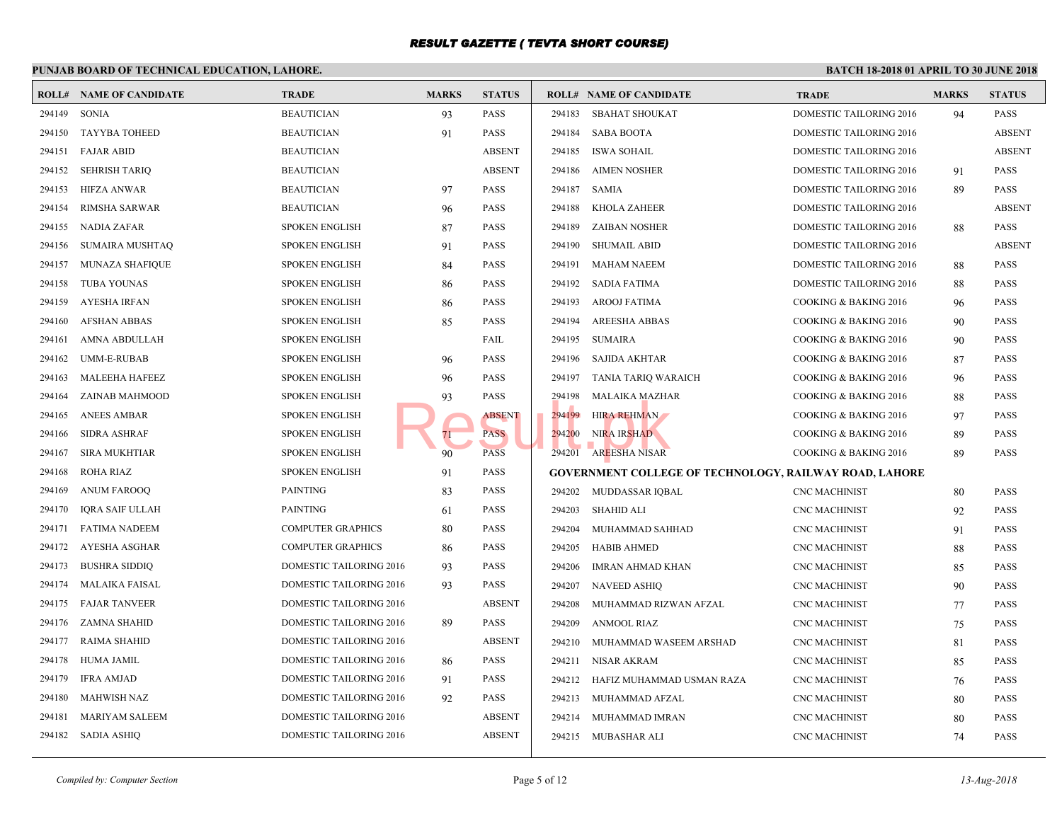# RESULT GAZETTE ( TEVTA SHORT COURSE)

**PUNJAB BOARD OF TECHNICAL EDUCATION, LAHORE.** **BATCH 18-2018 01 APRIL TO 30 JUNE 2018**

| ROLL# | NAME OF CANDIDATE | TRADE | MARKS | STATUS |
|---|---|---|---|---|
| 294149 | SONIA | BEAUTICIAN | 93 | PASS |
| 294150 | TAYYBA TOHEED | BEAUTICIAN | 91 | PASS |
| 294151 | FAJAR ABID | BEAUTICIAN | | ABSENT |
| 294152 | SEHRISH TARIQ | BEAUTICIAN | | ABSENT |
| 294153 | HIFZA ANWAR | BEAUTICIAN | 97 | PASS |
| 294154 | RIMSHA SARWAR | BEAUTICIAN | 96 | PASS |
| 294155 | NADIA ZAFAR | SPOKEN ENGLISH | 87 | PASS |
| 294156 | SUMAIRA MUSHTAQ | SPOKEN ENGLISH | 91 | PASS |
| 294157 | MUNAZA SHAFIQUE | SPOKEN ENGLISH | 84 | PASS |
| 294158 | TUBA YOUNAS | SPOKEN ENGLISH | 86 | PASS |
| 294159 | AYESHA IRFAN | SPOKEN ENGLISH | 86 | PASS |
| 294160 | AFSHAN ABBAS | SPOKEN ENGLISH | 85 | PASS |
| 294161 | AMNA ABDULLAH | SPOKEN ENGLISH | | FAIL |
| 294162 | UMM-E-RUBAB | SPOKEN ENGLISH | 96 | PASS |
| 294163 | MALEEHA HAFEEZ | SPOKEN ENGLISH | 96 | PASS |
| 294164 | ZAINAB MAHMOOD | SPOKEN ENGLISH | 93 | PASS |
| 294165 | ANEES AMBAR | SPOKEN ENGLISH | | ABSENT |
| 294166 | SIDRA ASHRAF | SPOKEN ENGLISH | 71 | PASS |
| 294167 | SIRA MUKHTIAR | SPOKEN ENGLISH | 90 | PASS |
| 294168 | ROHA RIAZ | SPOKEN ENGLISH | 91 | PASS |
| 294169 | ANUM FAROOQ | PAINTING | 83 | PASS |
| 294170 | IQRA SAIF ULLAH | PAINTING | 61 | PASS |
| 294171 | FATIMA NADEEM | COMPUTER GRAPHICS | 80 | PASS |
| 294172 | AYESHA ASGHAR | COMPUTER GRAPHICS | 86 | PASS |
| 294173 | BUSHRA SIDDIQ | DOMESTIC TAILORING 2016 | 93 | PASS |
| 294174 | MALAIKA FAISAL | DOMESTIC TAILORING 2016 | 93 | PASS |
| 294175 | FAJAR TANVEER | DOMESTIC TAILORING 2016 | | ABSENT |
| 294176 | ZAMNA SHAHID | DOMESTIC TAILORING 2016 | 89 | PASS |
| 294177 | RAIMA SHAHID | DOMESTIC TAILORING 2016 | | ABSENT |
| 294178 | HUMA JAMIL | DOMESTIC TAILORING 2016 | 86 | PASS |
| 294179 | IFRA AMJAD | DOMESTIC TAILORING 2016 | 91 | PASS |
| 294180 | MAHWISH NAZ | DOMESTIC TAILORING 2016 | 92 | PASS |
| 294181 | MARIYAM SALEEM | DOMESTIC TAILORING 2016 | | ABSENT |
| 294182 | SADIA ASHIQ | DOMESTIC TAILORING 2016 | | ABSENT |
| 294183 | SBAHAT SHOUKAT | DOMESTIC TAILORING 2016 | 94 | PASS |
| 294184 | SABA BOOTA | DOMESTIC TAILORING 2016 | | ABSENT |
| 294185 | ISWA SOHAIL | DOMESTIC TAILORING 2016 | | ABSENT |
| 294186 | AIMEN NOSHER | DOMESTIC TAILORING 2016 | 91 | PASS |
| 294187 | SAMIA | DOMESTIC TAILORING 2016 | 89 | PASS |
| 294188 | KHOLA ZAHEER | DOMESTIC TAILORING 2016 | | ABSENT |
| 294189 | ZAIBAN NOSHER | DOMESTIC TAILORING 2016 | 88 | PASS |
| 294190 | SHUMAIL ABID | DOMESTIC TAILORING 2016 | | ABSENT |
| 294191 | MAHAM NAEEM | DOMESTIC TAILORING 2016 | 88 | PASS |
| 294192 | SADIA FATIMA | DOMESTIC TAILORING 2016 | 88 | PASS |
| 294193 | AROOJ FATIMA | COOKING & BAKING 2016 | 96 | PASS |
| 294194 | AREESHA ABBAS | COOKING & BAKING 2016 | 90 | PASS |
| 294195 | SUMAIRA | COOKING & BAKING 2016 | 90 | PASS |
| 294196 | SAJIDA AKHTAR | COOKING & BAKING 2016 | 87 | PASS |
| 294197 | TANIA TARIQ WARAICH | COOKING & BAKING 2016 | 96 | PASS |
| 294198 | MALAIKA MAZHAR | COOKING & BAKING 2016 | 88 | PASS |
| 294199 | HIRA REHMAN | COOKING & BAKING 2016 | 97 | PASS |
| 294200 | NIRA IRSHAD | COOKING & BAKING 2016 | 89 | PASS |
| 294201 | AREESHA NISAR | COOKING & BAKING 2016 | 89 | PASS |

**GOVERNMENT COLLEGE OF TECHNOLOGY, RAILWAY ROAD, LAHORE**

| ROLL# | NAME OF CANDIDATE | TRADE | MARKS | STATUS |
|---|---|---|---|---|
| 294202 | MUDDASSAR IQBAL | CNC MACHINIST | 80 | PASS |
| 294203 | SHAHID ALI | CNC MACHINIST | 92 | PASS |
| 294204 | MUHAMMAD SAHHAD | CNC MACHINIST | 91 | PASS |
| 294205 | HABIB AHMED | CNC MACHINIST | 88 | PASS |
| 294206 | IMRAN AHMAD KHAN | CNC MACHINIST | 85 | PASS |
| 294207 | NAVEED ASHIQ | CNC MACHINIST | 90 | PASS |
| 294208 | MUHAMMAD RIZWAN AFZAL | CNC MACHINIST | 77 | PASS |
| 294209 | ANMOOL RIAZ | CNC MACHINIST | 75 | PASS |
| 294210 | MUHAMMAD WASEEM ARSHAD | CNC MACHINIST | 81 | PASS |
| 294211 | NISAR AKRAM | CNC MACHINIST | 85 | PASS |
| 294212 | HAFIZ MUHAMMAD USMAN RAZA | CNC MACHINIST | 76 | PASS |
| 294213 | MUHAMMAD AFZAL | CNC MACHINIST | 80 | PASS |
| 294214 | MUHAMMAD IMRAN | CNC MACHINIST | 80 | PASS |
| 294215 | MUBASHAR ALI | CNC MACHINIST | 74 | PASS |

*Compiled by: Computer Section* *13-Aug-2018*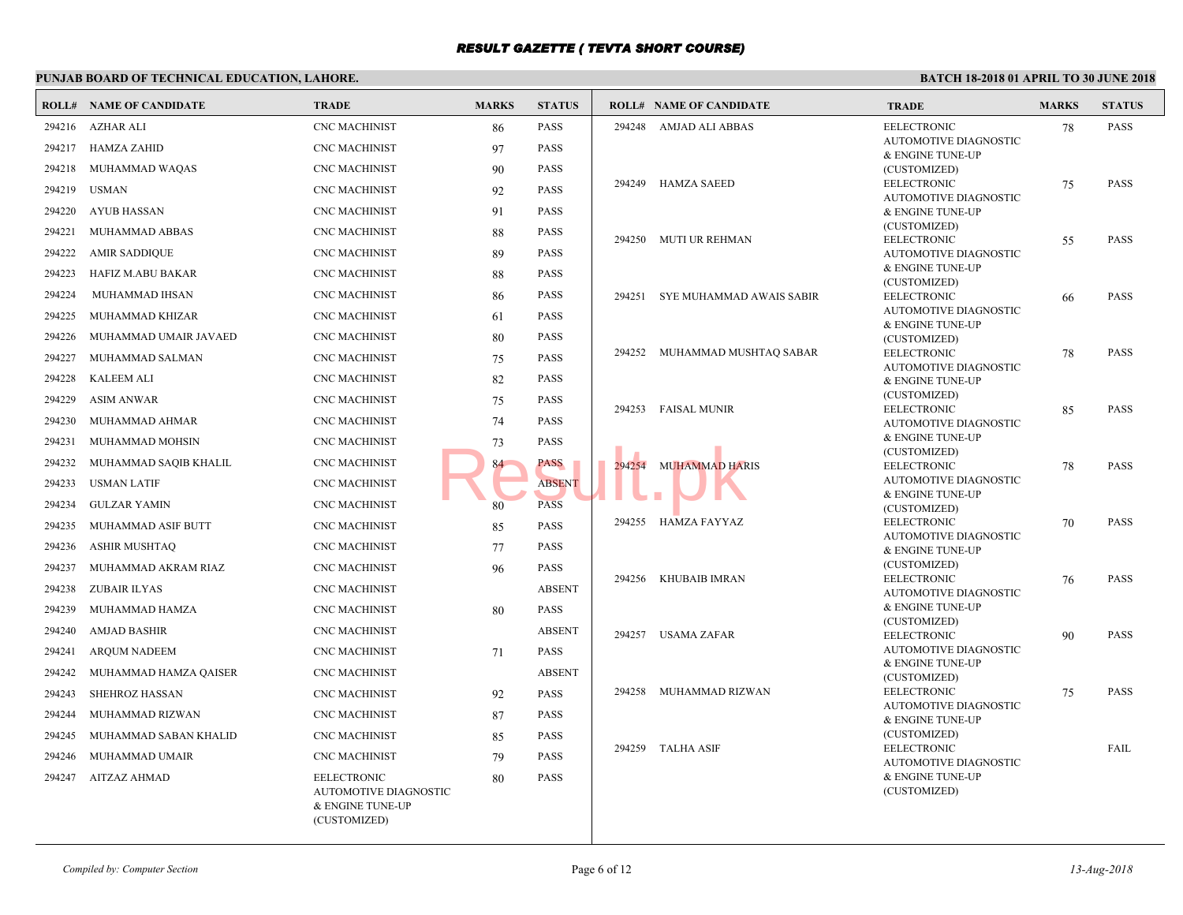# RESULT GAZETTE ( TEVTA SHORT COURSE)

**PUNJAB BOARD OF TECHNICAL EDUCATION, LAHORE.** **BATCH 18-2018 01 APRIL TO 30 JUNE 2018**

| ROLL# | NAME OF CANDIDATE | TRADE | MARKS | STATUS |
|---|---|---|---|---|
| 294216 | AZHAR ALI | CNC MACHINIST | 86 | PASS |
| 294217 | HAMZA ZAHID | CNC MACHINIST | 97 | PASS |
| 294218 | MUHAMMAD WAQAS | CNC MACHINIST | 90 | PASS |
| 294219 | USMAN | CNC MACHINIST | 92 | PASS |
| 294220 | AYUB HASSAN | CNC MACHINIST | 91 | PASS |
| 294221 | MUHAMMAD ABBAS | CNC MACHINIST | 88 | PASS |
| 294222 | AMIR SADDIQUE | CNC MACHINIST | 89 | PASS |
| 294223 | HAFIZ M.ABU BAKAR | CNC MACHINIST | 88 | PASS |
| 294224 | MUHAMMAD IHSAN | CNC MACHINIST | 86 | PASS |
| 294225 | MUHAMMAD KHIZAR | CNC MACHINIST | 61 | PASS |
| 294226 | MUHAMMAD UMAIR JAVAED | CNC MACHINIST | 80 | PASS |
| 294227 | MUHAMMAD SALMAN | CNC MACHINIST | 75 | PASS |
| 294228 | KALEEM ALI | CNC MACHINIST | 82 | PASS |
| 294229 | ASIM ANWAR | CNC MACHINIST | 75 | PASS |
| 294230 | MUHAMMAD AHMAR | CNC MACHINIST | 74 | PASS |
| 294231 | MUHAMMAD MOHSIN | CNC MACHINIST | 73 | PASS |
| 294232 | MUHAMMAD SAQIB KHALIL | CNC MACHINIST | 84 | PASS |
| 294233 | USMAN LATIF | CNC MACHINIST | | ABSENT |
| 294234 | GULZAR YAMIN | CNC MACHINIST | 80 | PASS |
| 294235 | MUHAMMAD ASIF BUTT | CNC MACHINIST | 85 | PASS |
| 294236 | ASHIR MUSHTAQ | CNC MACHINIST | 77 | PASS |
| 294237 | MUHAMMAD AKRAM RIAZ | CNC MACHINIST | 96 | PASS |
| 294238 | ZUBAIR ILYAS | CNC MACHINIST | | ABSENT |
| 294239 | MUHAMMAD HAMZA | CNC MACHINIST | 80 | PASS |
| 294240 | AMJAD BASHIR | CNC MACHINIST | | ABSENT |
| 294241 | ARQUM NADEEM | CNC MACHINIST | 71 | PASS |
| 294242 | MUHAMMAD HAMZA QAISER | CNC MACHINIST | | ABSENT |
| 294243 | SHEHROZ HASSAN | CNC MACHINIST | 92 | PASS |
| 294244 | MUHAMMAD RIZWAN | CNC MACHINIST | 87 | PASS |
| 294245 | MUHAMMAD SABAN KHALID | CNC MACHINIST | 85 | PASS |
| 294246 | MUHAMMAD UMAIR | CNC MACHINIST | 79 | PASS |
| 294247 | AITZAZ AHMAD | EELECTRONIC AUTOMOTIVE DIAGNOSTIC & ENGINE TUNE-UP (CUSTOMIZED) | 80 | PASS |
| 294248 | AMJAD ALI ABBAS | EELECTRONIC AUTOMOTIVE DIAGNOSTIC & ENGINE TUNE-UP (CUSTOMIZED) | 78 | PASS |
| 294249 | HAMZA SAEED | EELECTRONIC AUTOMOTIVE DIAGNOSTIC & ENGINE TUNE-UP (CUSTOMIZED) | 75 | PASS |
| 294250 | MUTI UR REHMAN | EELECTRONIC AUTOMOTIVE DIAGNOSTIC & ENGINE TUNE-UP (CUSTOMIZED) | 55 | PASS |
| 294251 | SYE MUHAMMAD AWAIS SABIR | EELECTRONIC AUTOMOTIVE DIAGNOSTIC & ENGINE TUNE-UP (CUSTOMIZED) | 66 | PASS |
| 294252 | MUHAMMAD MUSHTAQ SABAR | EELECTRONIC AUTOMOTIVE DIAGNOSTIC & ENGINE TUNE-UP (CUSTOMIZED) | 78 | PASS |
| 294253 | FAISAL MUNIR | EELECTRONIC AUTOMOTIVE DIAGNOSTIC & ENGINE TUNE-UP (CUSTOMIZED) | 85 | PASS |
| 294254 | MUHAMMAD HARIS | EELECTRONIC AUTOMOTIVE DIAGNOSTIC & ENGINE TUNE-UP (CUSTOMIZED) | 78 | PASS |
| 294255 | HAMZA FAYYAZ | EELECTRONIC AUTOMOTIVE DIAGNOSTIC & ENGINE TUNE-UP (CUSTOMIZED) | 70 | PASS |
| 294256 | KHUBAIB IMRAN | EELECTRONIC AUTOMOTIVE DIAGNOSTIC & ENGINE TUNE-UP (CUSTOMIZED) | 76 | PASS |
| 294257 | USAMA ZAFAR | EELECTRONIC AUTOMOTIVE DIAGNOSTIC & ENGINE TUNE-UP (CUSTOMIZED) | 90 | PASS |
| 294258 | MUHAMMAD RIZWAN | EELECTRONIC AUTOMOTIVE DIAGNOSTIC & ENGINE TUNE-UP (CUSTOMIZED) | 75 | PASS |
| 294259 | TALHA ASIF | EELECTRONIC AUTOMOTIVE DIAGNOSTIC & ENGINE TUNE-UP (CUSTOMIZED) | | FAIL |

*Compiled by: Computer Section* *13-Aug-2018*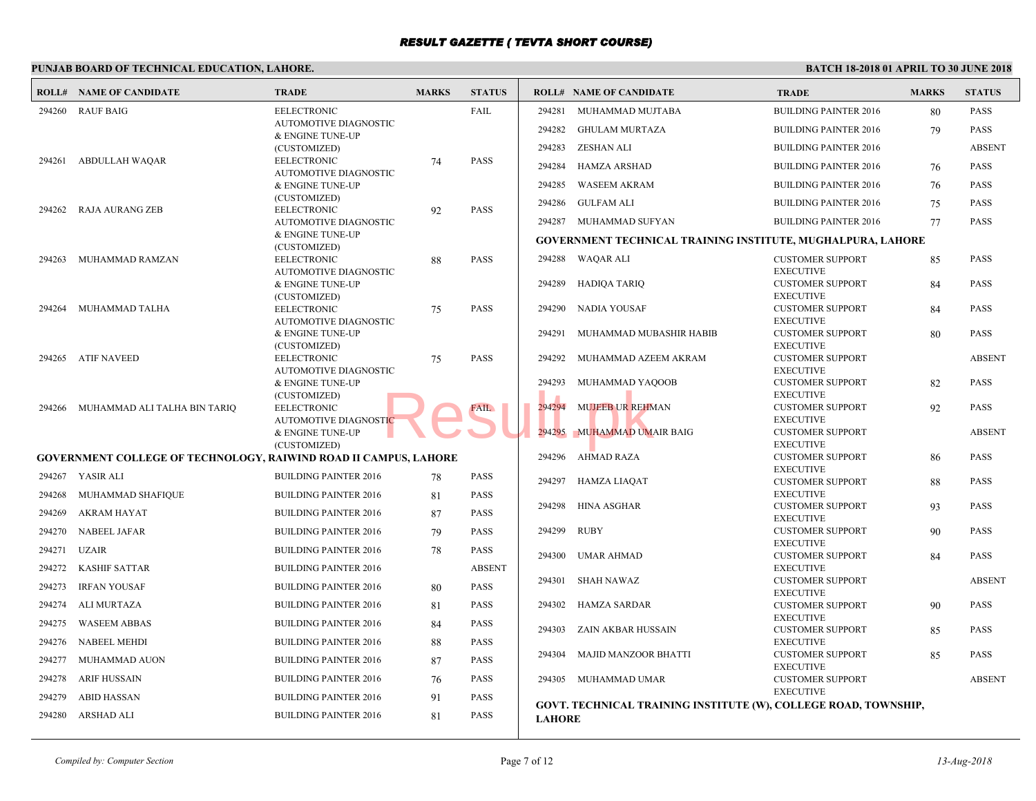## RESULT GAZETTE ( TEVTA SHORT COURSE)

**PUNJAB BOARD OF TECHNICAL EDUCATION, LAHORE.**

**BATCH 18-2018 01 APRIL TO 30 JUNE 2018**

| ROLL# | NAME OF CANDIDATE | TRADE | MARKS | STATUS |
|---|---|---|---|---|
| 294260 | RAUF BAIG | EELECTRONIC AUTOMOTIVE DIAGNOSTIC & ENGINE TUNE-UP (CUSTOMIZED) | | FAIL |
| 294261 | ABDULLAH WAQAR | EELECTRONIC AUTOMOTIVE DIAGNOSTIC & ENGINE TUNE-UP (CUSTOMIZED) | 74 | PASS |
| 294262 | RAJA AURANG ZEB | EELECTRONIC AUTOMOTIVE DIAGNOSTIC & ENGINE TUNE-UP (CUSTOMIZED) | 92 | PASS |
| 294263 | MUHAMMAD RAMZAN | EELECTRONIC AUTOMOTIVE DIAGNOSTIC & ENGINE TUNE-UP (CUSTOMIZED) | 88 | PASS |
| 294264 | MUHAMMAD TALHA | EELECTRONIC AUTOMOTIVE DIAGNOSTIC & ENGINE TUNE-UP (CUSTOMIZED) | 75 | PASS |
| 294265 | ATIF NAVEED | EELECTRONIC AUTOMOTIVE DIAGNOSTIC & ENGINE TUNE-UP (CUSTOMIZED) | 75 | PASS |
| 294266 | MUHAMMAD ALI TALHA BIN TARIQ | EELECTRONIC AUTOMOTIVE DIAGNOSTIC & ENGINE TUNE-UP (CUSTOMIZED) | | FAIL |

**GOVERNMENT COLLEGE OF TECHNOLOGY, RAIWIND ROAD II CAMPUS, LAHORE**

| ROLL# | NAME OF CANDIDATE | TRADE | MARKS | STATUS |
|---|---|---|---|---|
| 294267 | YASIR ALI | BUILDING PAINTER 2016 | 78 | PASS |
| 294268 | MUHAMMAD SHAFIQUE | BUILDING PAINTER 2016 | 81 | PASS |
| 294269 | AKRAM HAYAT | BUILDING PAINTER 2016 | 87 | PASS |
| 294270 | NABEEL JAFAR | BUILDING PAINTER 2016 | 79 | PASS |
| 294271 | UZAIR | BUILDING PAINTER 2016 | 78 | PASS |
| 294272 | KASHIF SATTAR | BUILDING PAINTER 2016 | | ABSENT |
| 294273 | IRFAN YOUSAF | BUILDING PAINTER 2016 | 80 | PASS |
| 294274 | ALI MURTAZA | BUILDING PAINTER 2016 | 81 | PASS |
| 294275 | WASEEM ABBAS | BUILDING PAINTER 2016 | 84 | PASS |
| 294276 | NABEEL MEHDI | BUILDING PAINTER 2016 | 88 | PASS |
| 294277 | MUHAMMAD AUON | BUILDING PAINTER 2016 | 87 | PASS |
| 294278 | ARIF HUSSAIN | BUILDING PAINTER 2016 | 76 | PASS |
| 294279 | ABID HASSAN | BUILDING PAINTER 2016 | 91 | PASS |
| 294280 | ARSHAD ALI | BUILDING PAINTER 2016 | 81 | PASS |
| 294281 | MUHAMMAD MUJTABA | BUILDING PAINTER 2016 | 80 | PASS |
| 294282 | GHULAM MURTAZA | BUILDING PAINTER 2016 | 79 | PASS |
| 294283 | ZESHAN ALI | BUILDING PAINTER 2016 | | ABSENT |
| 294284 | HAMZA ARSHAD | BUILDING PAINTER 2016 | 76 | PASS |
| 294285 | WASEEM AKRAM | BUILDING PAINTER 2016 | 76 | PASS |
| 294286 | GULFAM ALI | BUILDING PAINTER 2016 | 75 | PASS |
| 294287 | MUHAMMAD SUFYAN | BUILDING PAINTER 2016 | 77 | PASS |

**GOVERNMENT TECHNICAL TRAINING INSTITUTE, MUGHALPURA, LAHORE**

| ROLL# | NAME OF CANDIDATE | TRADE | MARKS | STATUS |
|---|---|---|---|---|
| 294288 | WAQAR ALI | CUSTOMER SUPPORT EXECUTIVE | 85 | PASS |
| 294289 | HADIQA TARIQ | CUSTOMER SUPPORT EXECUTIVE | 84 | PASS |
| 294290 | NADIA YOUSAF | CUSTOMER SUPPORT EXECUTIVE | 84 | PASS |
| 294291 | MUHAMMAD MUBASHIR HABIB | CUSTOMER SUPPORT EXECUTIVE | 80 | PASS |
| 294292 | MUHAMMAD AZEEM AKRAM | CUSTOMER SUPPORT EXECUTIVE | | ABSENT |
| 294293 | MUHAMMAD YAQOOB | CUSTOMER SUPPORT EXECUTIVE | 82 | PASS |
| 294294 | MUJEEB UR REHMAN | CUSTOMER SUPPORT EXECUTIVE | 92 | PASS |
| 294295 | MUHAMMAD UMAIR BAIG | CUSTOMER SUPPORT EXECUTIVE | | ABSENT |
| 294296 | AHMAD RAZA | CUSTOMER SUPPORT EXECUTIVE | 86 | PASS |
| 294297 | HAMZA LIAQAT | CUSTOMER SUPPORT EXECUTIVE | 88 | PASS |
| 294298 | HINA ASGHAR | CUSTOMER SUPPORT EXECUTIVE | 93 | PASS |
| 294299 | RUBY | CUSTOMER SUPPORT EXECUTIVE | 90 | PASS |
| 294300 | UMAR AHMAD | CUSTOMER SUPPORT EXECUTIVE | 84 | PASS |
| 294301 | SHAH NAWAZ | CUSTOMER SUPPORT EXECUTIVE | | ABSENT |
| 294302 | HAMZA SARDAR | CUSTOMER SUPPORT EXECUTIVE | 90 | PASS |
| 294303 | ZAIN AKBAR HUSSAIN | CUSTOMER SUPPORT EXECUTIVE | 85 | PASS |
| 294304 | MAJID MANZOOR BHATTI | CUSTOMER SUPPORT EXECUTIVE | 85 | PASS |
| 294305 | MUHAMMAD UMAR | CUSTOMER SUPPORT EXECUTIVE | | ABSENT |

**GOVT. TECHNICAL TRAINING INSTITUTE (W), COLLEGE ROAD, TOWNSHIP, LAHORE**

*Compiled by: Computer Section* *13-Aug-2018*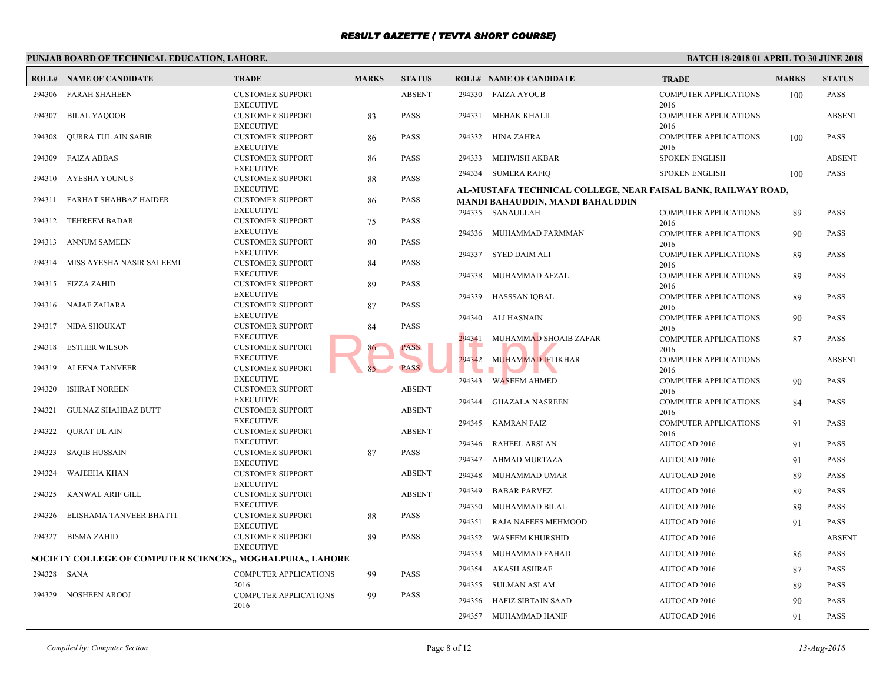# RESULT GAZETTE ( TEVTA SHORT COURSE)

**PUNJAB BOARD OF TECHNICAL EDUCATION, LAHORE.** | **BATCH 18-2018 01 APRIL TO 30 JUNE 2018**

| ROLL# | NAME OF CANDIDATE | TRADE | MARKS | STATUS |
|---|---|---|---|---|
| 294306 | FARAH SHAHEEN | CUSTOMER SUPPORT EXECUTIVE | | ABSENT |
| 294307 | BILAL YAQOOB | CUSTOMER SUPPORT EXECUTIVE | 83 | PASS |
| 294308 | QURRA TUL AIN SABIR | CUSTOMER SUPPORT EXECUTIVE | 86 | PASS |
| 294309 | FAIZA ABBAS | CUSTOMER SUPPORT EXECUTIVE | 86 | PASS |
| 294310 | AYESHA YOUNUS | CUSTOMER SUPPORT EXECUTIVE | 88 | PASS |
| 294311 | FARHAT SHAHBAZ HAIDER | CUSTOMER SUPPORT EXECUTIVE | 86 | PASS |
| 294312 | TEHREEM BADAR | CUSTOMER SUPPORT EXECUTIVE | 75 | PASS |
| 294313 | ANNUM SAMEEN | CUSTOMER SUPPORT EXECUTIVE | 80 | PASS |
| 294314 | MISS AYESHA NASIR SALEEMI | CUSTOMER SUPPORT EXECUTIVE | 84 | PASS |
| 294315 | FIZZA ZAHID | CUSTOMER SUPPORT EXECUTIVE | 89 | PASS |
| 294316 | NAJAF ZAHARA | CUSTOMER SUPPORT EXECUTIVE | 87 | PASS |
| 294317 | NIDA SHOUKAT | CUSTOMER SUPPORT EXECUTIVE | 84 | PASS |
| 294318 | ESTHER WILSON | CUSTOMER SUPPORT EXECUTIVE | 86 | PASS |
| 294319 | ALEENA TANVEER | CUSTOMER SUPPORT EXECUTIVE | 85 | PASS |
| 294320 | ISHRAT NOREEN | CUSTOMER SUPPORT EXECUTIVE | | ABSENT |
| 294321 | GULNAZ SHAHBAZ BUTT | CUSTOMER SUPPORT EXECUTIVE | | ABSENT |
| 294322 | QURAT UL AIN | CUSTOMER SUPPORT EXECUTIVE | | ABSENT |
| 294323 | SAQIB HUSSAIN | CUSTOMER SUPPORT EXECUTIVE | 87 | PASS |
| 294324 | WAJEEHA KHAN | CUSTOMER SUPPORT EXECUTIVE | | ABSENT |
| 294325 | KANWAL ARIF GILL | CUSTOMER SUPPORT EXECUTIVE | | ABSENT |
| 294326 | ELISHAMA TANVEER BHATTI | CUSTOMER SUPPORT EXECUTIVE | 88 | PASS |
| 294327 | BISMA ZAHID | CUSTOMER SUPPORT EXECUTIVE | 89 | PASS |

**SOCIETY COLLEGE OF COMPUTER SCIENCES,, MOGHALPURA,, LAHORE**

| ROLL# | NAME OF CANDIDATE | TRADE | MARKS | STATUS |
|---|---|---|---|---|
| 294328 | SANA | COMPUTER APPLICATIONS 2016 | 99 | PASS |
| 294329 | NOSHEEN AROOJ | COMPUTER APPLICATIONS 2016 | 99 | PASS |
| 294330 | FAIZA AYOUB | COMPUTER APPLICATIONS 2016 | 100 | PASS |
| 294331 | MEHAK KHALIL | COMPUTER APPLICATIONS 2016 | | ABSENT |
| 294332 | HINA ZAHRA | COMPUTER APPLICATIONS 2016 | 100 | PASS |
| 294333 | MEHWISH AKBAR | SPOKEN ENGLISH | | ABSENT |
| 294334 | SUMERA RAFIQ | SPOKEN ENGLISH | 100 | PASS |

**AL-MUSTAFA TECHNICAL COLLEGE, NEAR FAISAL BANK, RAILWAY ROAD, MANDI BAHAUDDIN, MANDI BAHAUDDIN**

| ROLL# | NAME OF CANDIDATE | TRADE | MARKS | STATUS |
|---|---|---|---|---|
| 294335 | SANAULLAH | COMPUTER APPLICATIONS 2016 | 89 | PASS |
| 294336 | MUHAMMAD FARMMAN | COMPUTER APPLICATIONS 2016 | 90 | PASS |
| 294337 | SYED DAIM ALI | COMPUTER APPLICATIONS 2016 | 89 | PASS |
| 294338 | MUHAMMAD AFZAL | COMPUTER APPLICATIONS 2016 | 89 | PASS |
| 294339 | HASSSAN IQBAL | COMPUTER APPLICATIONS 2016 | 89 | PASS |
| 294340 | ALI HASNAIN | COMPUTER APPLICATIONS 2016 | 90 | PASS |
| 294341 | MUHAMMAD SHOAIB ZAFAR | COMPUTER APPLICATIONS 2016 | 87 | PASS |
| 294342 | MUHAMMAD IFTIKHAR | COMPUTER APPLICATIONS 2016 | | ABSENT |
| 294343 | WASEEM AHMED | COMPUTER APPLICATIONS 2016 | 90 | PASS |
| 294344 | GHAZALA NASREEN | COMPUTER APPLICATIONS 2016 | 84 | PASS |
| 294345 | KAMRAN FAIZ | COMPUTER APPLICATIONS 2016 | 91 | PASS |
| 294346 | RAHEEL ARSLAN | AUTOCAD 2016 | 91 | PASS |
| 294347 | AHMAD MURTAZA | AUTOCAD 2016 | 91 | PASS |
| 294348 | MUHAMMAD UMAR | AUTOCAD 2016 | 89 | PASS |
| 294349 | BABAR PARVEZ | AUTOCAD 2016 | 89 | PASS |
| 294350 | MUHAMMAD BILAL | AUTOCAD 2016 | 89 | PASS |
| 294351 | RAJA NAFEES MEHMOOD | AUTOCAD 2016 | 91 | PASS |
| 294352 | WASEEM KHURSHID | AUTOCAD 2016 | | ABSENT |
| 294353 | MUHAMMAD FAHAD | AUTOCAD 2016 | 86 | PASS |
| 294354 | AKASH ASHRAF | AUTOCAD 2016 | 87 | PASS |
| 294355 | SULMAN ASLAM | AUTOCAD 2016 | 89 | PASS |
| 294356 | HAFIZ SIBTAIN SAAD | AUTOCAD 2016 | 90 | PASS |
| 294357 | MUHAMMAD HANIF | AUTOCAD 2016 | 91 | PASS |

*Compiled by: Computer Section* | *13-Aug-2018*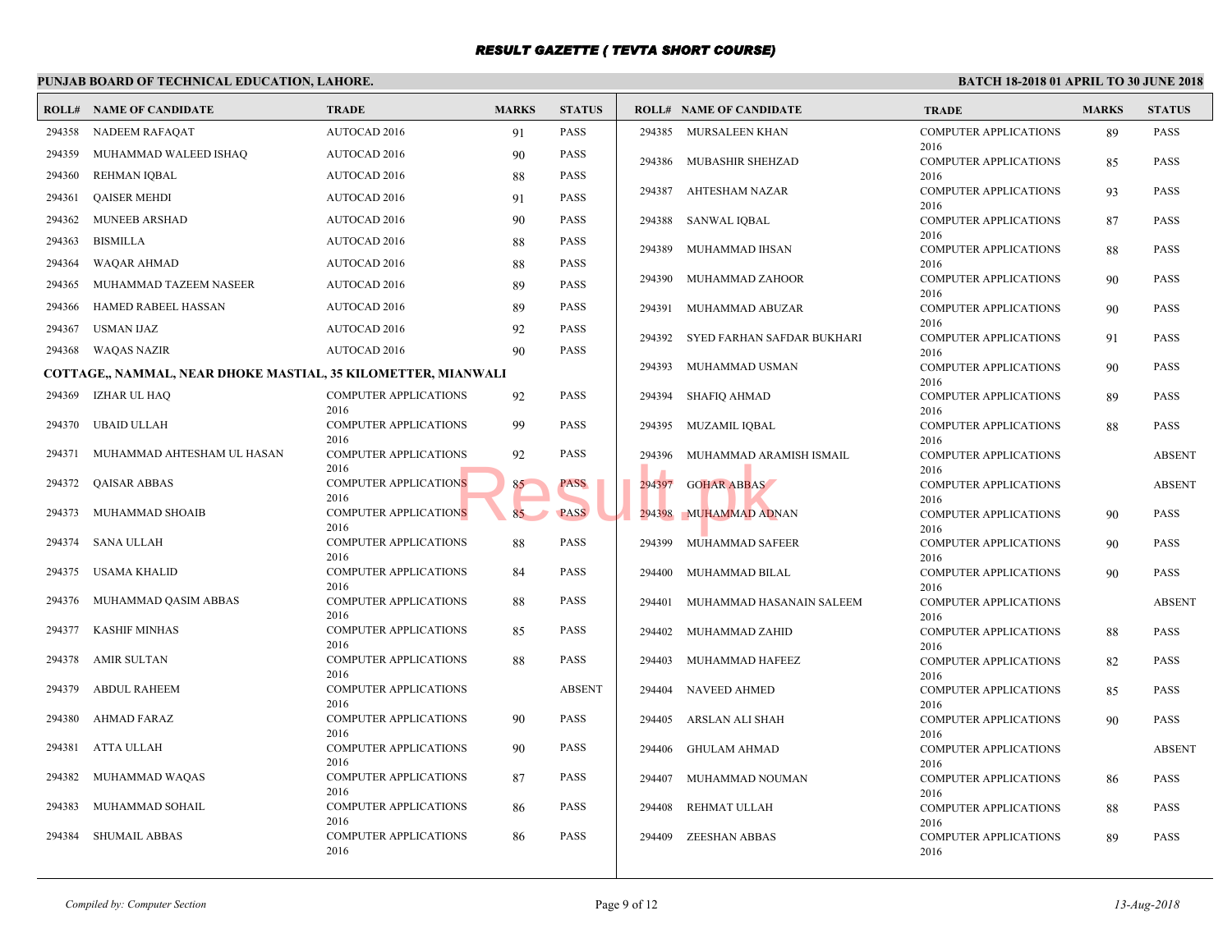# RESULT GAZETTE ( TEVTA SHORT COURSE)

**PUNJAB BOARD OF TECHNICAL EDUCATION, LAHORE.**

**BATCH 18-2018 01 APRIL TO 30 JUNE 2018**

| ROLL# | NAME OF CANDIDATE | TRADE | MARKS | STATUS |
|---|---|---|---|---|
| 294358 | NADEEM RAFAQAT | AUTOCAD 2016 | 91 | PASS |
| 294359 | MUHAMMAD WALEED ISHAQ | AUTOCAD 2016 | 90 | PASS |
| 294360 | REHMAN IQBAL | AUTOCAD 2016 | 88 | PASS |
| 294361 | QAISER MEHDI | AUTOCAD 2016 | 91 | PASS |
| 294362 | MUNEEB ARSHAD | AUTOCAD 2016 | 90 | PASS |
| 294363 | BISMILLA | AUTOCAD 2016 | 88 | PASS |
| 294364 | WAQAR AHMAD | AUTOCAD 2016 | 88 | PASS |
| 294365 | MUHAMMAD TAZEEM NASEER | AUTOCAD 2016 | 89 | PASS |
| 294366 | HAMED RABEEL HASSAN | AUTOCAD 2016 | 89 | PASS |
| 294367 | USMAN IJAZ | AUTOCAD 2016 | 92 | PASS |
| 294368 | WAQAS NAZIR | AUTOCAD 2016 | 90 | PASS |

**COTTAGE,, NAMMAL, NEAR DHOKE MASTIAL, 35 KILOMETTER, MIANWALI**

| ROLL# | NAME OF CANDIDATE | TRADE | MARKS | STATUS |
|---|---|---|---|---|
| 294369 | IZHAR UL HAQ | COMPUTER APPLICATIONS 2016 | 92 | PASS |
| 294370 | UBAID ULLAH | COMPUTER APPLICATIONS 2016 | 99 | PASS |
| 294371 | MUHAMMAD AHTESHAM UL HASAN | COMPUTER APPLICATIONS 2016 | 92 | PASS |
| 294372 | QAISAR ABBAS | COMPUTER APPLICATIONS 2016 | 85 | PASS |
| 294373 | MUHAMMAD SHOAIB | COMPUTER APPLICATIONS 2016 | 85 | PASS |
| 294374 | SANA ULLAH | COMPUTER APPLICATIONS 2016 | 88 | PASS |
| 294375 | USAMA KHALID | COMPUTER APPLICATIONS 2016 | 84 | PASS |
| 294376 | MUHAMMAD QASIM ABBAS | COMPUTER APPLICATIONS 2016 | 88 | PASS |
| 294377 | KASHIF MINHAS | COMPUTER APPLICATIONS 2016 | 85 | PASS |
| 294378 | AMIR SULTAN | COMPUTER APPLICATIONS 2016 | 88 | PASS |
| 294379 | ABDUL RAHEEM | COMPUTER APPLICATIONS 2016 | | ABSENT |
| 294380 | AHMAD FARAZ | COMPUTER APPLICATIONS 2016 | 90 | PASS |
| 294381 | ATTA ULLAH | COMPUTER APPLICATIONS 2016 | 90 | PASS |
| 294382 | MUHAMMAD WAQAS | COMPUTER APPLICATIONS 2016 | 87 | PASS |
| 294383 | MUHAMMAD SOHAIL | COMPUTER APPLICATIONS 2016 | 86 | PASS |
| 294384 | SHUMAIL ABBAS | COMPUTER APPLICATIONS 2016 | 86 | PASS |
| 294385 | MURSALEEN KHAN | COMPUTER APPLICATIONS 2016 | 89 | PASS |
| 294386 | MUBASHIR SHEHZAD | COMPUTER APPLICATIONS 2016 | 85 | PASS |
| 294387 | AHTESHAM NAZAR | COMPUTER APPLICATIONS 2016 | 93 | PASS |
| 294388 | SANWAL IQBAL | COMPUTER APPLICATIONS 2016 | 87 | PASS |
| 294389 | MUHAMMAD IHSAN | COMPUTER APPLICATIONS 2016 | 88 | PASS |
| 294390 | MUHAMMAD ZAHOOR | COMPUTER APPLICATIONS 2016 | 90 | PASS |
| 294391 | MUHAMMAD ABUZAR | COMPUTER APPLICATIONS 2016 | 90 | PASS |
| 294392 | SYED FARHAN SAFDAR BUKHARI | COMPUTER APPLICATIONS 2016 | 91 | PASS |
| 294393 | MUHAMMAD USMAN | COMPUTER APPLICATIONS 2016 | 90 | PASS |
| 294394 | SHAFIQ AHMAD | COMPUTER APPLICATIONS 2016 | 89 | PASS |
| 294395 | MUZAMIL IQBAL | COMPUTER APPLICATIONS 2016 | 88 | PASS |
| 294396 | MUHAMMAD ARAMISH ISMAIL | COMPUTER APPLICATIONS 2016 | | ABSENT |
| 294397 | GOHAR ABBAS | COMPUTER APPLICATIONS 2016 | | ABSENT |
| 294398 | MUHAMMAD ADNAN | COMPUTER APPLICATIONS 2016 | 90 | PASS |
| 294399 | MUHAMMAD SAFEER | COMPUTER APPLICATIONS 2016 | 90 | PASS |
| 294400 | MUHAMMAD BILAL | COMPUTER APPLICATIONS 2016 | 90 | PASS |
| 294401 | MUHAMMAD HASANAIN SALEEM | COMPUTER APPLICATIONS 2016 | | ABSENT |
| 294402 | MUHAMMAD ZAHID | COMPUTER APPLICATIONS 2016 | 88 | PASS |
| 294403 | MUHAMMAD HAFEEZ | COMPUTER APPLICATIONS 2016 | 82 | PASS |
| 294404 | NAVEED AHMED | COMPUTER APPLICATIONS 2016 | 85 | PASS |
| 294405 | ARSLAN ALI SHAH | COMPUTER APPLICATIONS 2016 | 90 | PASS |
| 294406 | GHULAM AHMAD | COMPUTER APPLICATIONS 2016 | | ABSENT |
| 294407 | MUHAMMAD NOUMAN | COMPUTER APPLICATIONS 2016 | 86 | PASS |
| 294408 | REHMAT ULLAH | COMPUTER APPLICATIONS 2016 | 88 | PASS |
| 294409 | ZEESHAN ABBAS | COMPUTER APPLICATIONS 2016 | 89 | PASS |

*Compiled by: Computer Section*

*13-Aug-2018*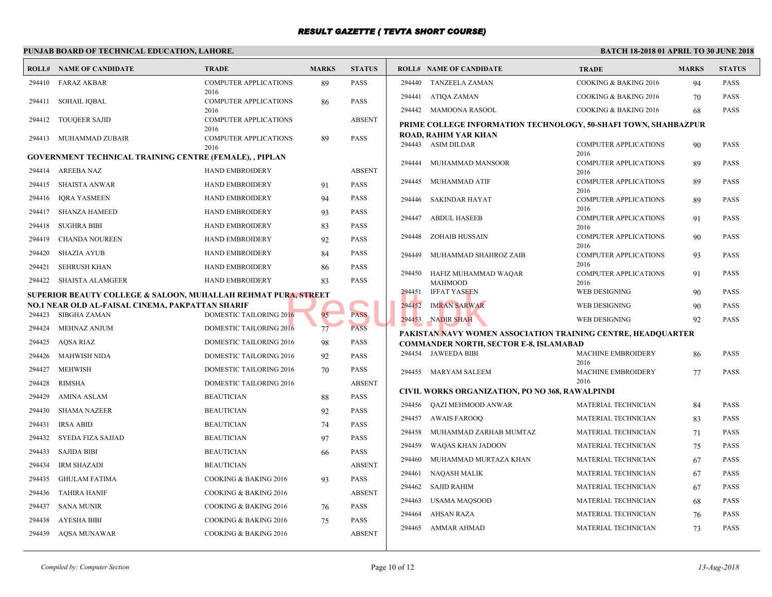# RESULT GAZETTE ( TEVTA SHORT COURSE)

**PUNJAB BOARD OF TECHNICAL EDUCATION, LAHORE.** **BATCH 18-2018 01 APRIL TO 30 JUNE 2018**

| ROLL# | NAME OF CANDIDATE | TRADE | MARKS | STATUS |
|---|---|---|---|---|
| 294410 | FARAZ AKBAR | COMPUTER APPLICATIONS 2016 | 89 | PASS |
| 294411 | SOHAIL IQBAL | COMPUTER APPLICATIONS 2016 | 86 | PASS |
| 294412 | TOUQEER SAJID | COMPUTER APPLICATIONS 2016 | | ABSENT |
| 294413 | MUHAMMAD ZUBAIR | COMPUTER APPLICATIONS 2016 | 89 | PASS |

**GOVERNMENT TECHNICAL TRAINING CENTRE (FEMALE), , PIPLAN**

| ROLL# | NAME OF CANDIDATE | TRADE | MARKS | STATUS |
|---|---|---|---|---|
| 294414 | AREEBA NAZ | HAND EMBROIDERY | | ABSENT |
| 294415 | SHAISTA ANWAR | HAND EMBROIDERY | 91 | PASS |
| 294416 | IQRA YASMEEN | HAND EMBROIDERY | 94 | PASS |
| 294417 | SHANZA HAMEED | HAND EMBROIDERY | 93 | PASS |
| 294418 | SUGHRA BIBI | HAND EMBROIDERY | 83 | PASS |
| 294419 | CHANDA NOUREEN | HAND EMBROIDERY | 92 | PASS |
| 294420 | SHAZIA AYUB | HAND EMBROIDERY | 84 | PASS |
| 294421 | SEHRUSH KHAN | HAND EMBROIDERY | 86 | PASS |
| 294422 | SHAISTA ALAMGEER | HAND EMBROIDERY | 83 | PASS |

**SUPERIOR BEAUTY COLLEGE & SALOON, MUHALLAH REHMAT PURA, STREET NO.1 NEAR OLD AL-FAISAL CINEMA, PAKPATTAN SHARIF**

| ROLL# | NAME OF CANDIDATE | TRADE | MARKS | STATUS |
|---|---|---|---|---|
| 294423 | SIBGHA ZAMAN | DOMESTIC TAILORING 2016 | 95 | PASS |
| 294424 | MEHNAZ ANJUM | DOMESTIC TAILORING 2016 | 77 | PASS |
| 294425 | AQSA RIAZ | DOMESTIC TAILORING 2016 | 98 | PASS |
| 294426 | MAHWISH NIDA | DOMESTIC TAILORING 2016 | 92 | PASS |
| 294427 | MEHWISH | DOMESTIC TAILORING 2016 | 70 | PASS |
| 294428 | RIMSHA | DOMESTIC TAILORING 2016 | | ABSENT |
| 294429 | AMINA ASLAM | BEAUTICIAN | 88 | PASS |
| 294430 | SHAMA NAZEER | BEAUTICIAN | 92 | PASS |
| 294431 | IRSA ABID | BEAUTICIAN | 74 | PASS |
| 294432 | SYEDA FIZA SAJJAD | BEAUTICIAN | 97 | PASS |
| 294433 | SAJIDA BIBI | BEAUTICIAN | 66 | PASS |
| 294434 | IRM SHAZADI | BEAUTICIAN | | ABSENT |
| 294435 | GHULAM FATIMA | COOKING & BAKING 2016 | 93 | PASS |
| 294436 | TAHIRA HANIF | COOKING & BAKING 2016 | | ABSENT |
| 294437 | SANA MUNIR | COOKING & BAKING 2016 | 76 | PASS |
| 294438 | AYESHA BIBI | COOKING & BAKING 2016 | 75 | PASS |
| 294439 | AQSA MUNAWAR | COOKING & BAKING 2016 | | ABSENT |
| 294440 | TANZEELA ZAMAN | COOKING & BAKING 2016 | 94 | PASS |
| 294441 | ATIQA ZAMAN | COOKING & BAKING 2016 | 70 | PASS |
| 294442 | MAMOONA RASOOL | COOKING & BAKING 2016 | 68 | PASS |

**PRIME COLLEGE INFORMATION TECHNOLOGY, 50-SHAFI TOWN, SHAHBAZPUR ROAD, RAHIM YAR KHAN**

| ROLL# | NAME OF CANDIDATE | TRADE | MARKS | STATUS |
|---|---|---|---|---|
| 294443 | ASIM DILDAR | COMPUTER APPLICATIONS 2016 | 90 | PASS |
| 294444 | MUHAMMAD MANSOOR | COMPUTER APPLICATIONS 2016 | 89 | PASS |
| 294445 | MUHAMMAD ATIF | COMPUTER APPLICATIONS 2016 | 89 | PASS |
| 294446 | SAKINDAR HAYAT | COMPUTER APPLICATIONS 2016 | 89 | PASS |
| 294447 | ABDUL HASEEB | COMPUTER APPLICATIONS 2016 | 91 | PASS |
| 294448 | ZOHAIB HUSSAIN | COMPUTER APPLICATIONS 2016 | 90 | PASS |
| 294449 | MUHAMMAD SHAHROZ ZAIB | COMPUTER APPLICATIONS 2016 | 93 | PASS |
| 294450 | HAFIZ MUHAMMAD WAQAR MAHMOOD | COMPUTER APPLICATIONS 2016 | 91 | PASS |
| 294451 | IFFAT YASEEN | WEB DESIGNING | 90 | PASS |
| 294452 | IMRAN SARWAR | WEB DESIGNING | 90 | PASS |
| 294453 | NADIR SHAH | WEB DESIGNING | 92 | PASS |

**PAKISTAN NAVY WOMEN ASSOCIATION TRAINING CENTRE, HEADQUARTER COMMANDER NORTH, SECTOR E-8, ISLAMABAD**

| ROLL# | NAME OF CANDIDATE | TRADE | MARKS | STATUS |
|---|---|---|---|---|
| 294454 | JAWEEDA BIBI | MACHINE EMBROIDERY 2016 | 86 | PASS |
| 294455 | MARYAM SALEEM | MACHINE EMBROIDERY 2016 | 77 | PASS |

**CIVIL WORKS ORGANIZATION, PO NO 368, RAWALPINDI**

| ROLL# | NAME OF CANDIDATE | TRADE | MARKS | STATUS |
|---|---|---|---|---|
| 294456 | QAZI MEHMOOD ANWAR | MATERIAL TECHNICIAN | 84 | PASS |
| 294457 | AWAIS FAROOQ | MATERIAL TECHNICIAN | 83 | PASS |
| 294458 | MUHAMMAD ZARHAB MUMTAZ | MATERIAL TECHNICIAN | 71 | PASS |
| 294459 | WAQAS KHAN JADOON | MATERIAL TECHNICIAN | 75 | PASS |
| 294460 | MUHAMMAD MURTAZA KHAN | MATERIAL TECHNICIAN | 67 | PASS |
| 294461 | NAQASH MALIK | MATERIAL TECHNICIAN | 67 | PASS |
| 294462 | SAJID RAHIM | MATERIAL TECHNICIAN | 67 | PASS |
| 294463 | USAMA MAQSOOD | MATERIAL TECHNICIAN | 68 | PASS |
| 294464 | AHSAN RAZA | MATERIAL TECHNICIAN | 76 | PASS |
| 294465 | AMMAR AHMAD | MATERIAL TECHNICIAN | 73 | PASS |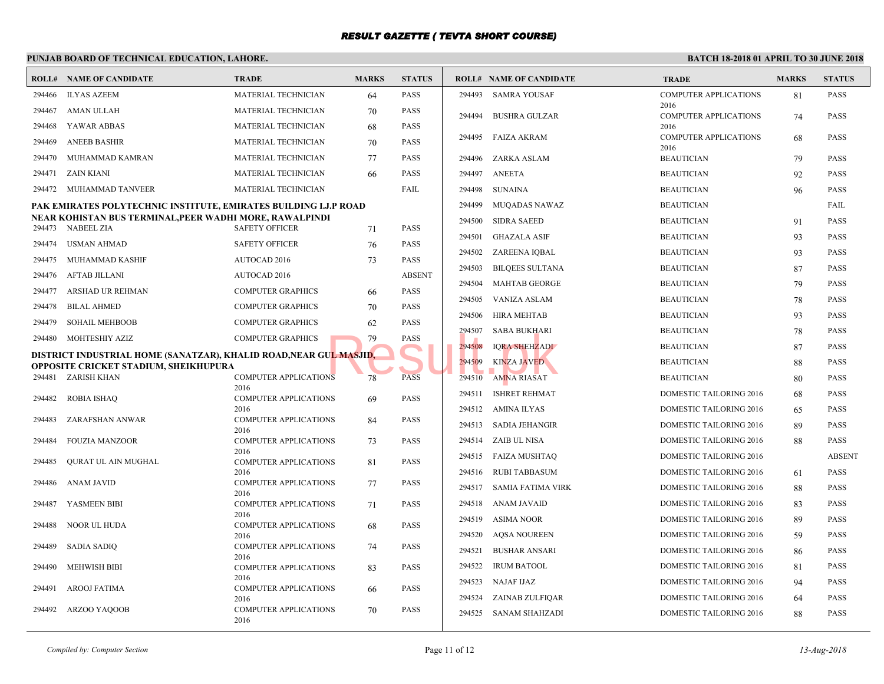# RESULT GAZETTE ( TEVTA SHORT COURSE)

**PUNJAB BOARD OF TECHNICAL EDUCATION, LAHORE.** **BATCH 18-2018 01 APRIL TO 30 JUNE 2018**

| ROLL# | NAME OF CANDIDATE | TRADE | MARKS | STATUS |
|---|---|---|---|---|
| 294466 | ILYAS AZEEM | MATERIAL TECHNICIAN | 64 | PASS |
| 294467 | AMAN ULLAH | MATERIAL TECHNICIAN | 70 | PASS |
| 294468 | YAWAR ABBAS | MATERIAL TECHNICIAN | 68 | PASS |
| 294469 | ANEEB BASHIR | MATERIAL TECHNICIAN | 70 | PASS |
| 294470 | MUHAMMAD KAMRAN | MATERIAL TECHNICIAN | 77 | PASS |
| 294471 | ZAIN KIANI | MATERIAL TECHNICIAN | 66 | PASS |
| 294472 | MUHAMMAD TANVEER | MATERIAL TECHNICIAN | | FAIL |

**PAK EMIRATES POLYTECHNIC INSTITUTE, EMIRATES BUILDING I.J.P ROAD NEAR KOHISTAN BUS TERMINAL,PEER WADHI MORE, RAWALPINDI**

| ROLL# | NAME OF CANDIDATE | TRADE | MARKS | STATUS |
|---|---|---|---|---|
| 294473 | NABEEL ZIA | SAFETY OFFICER | 71 | PASS |
| 294474 | USMAN AHMAD | SAFETY OFFICER | 76 | PASS |
| 294475 | MUHAMMAD KASHIF | AUTOCAD 2016 | 73 | PASS |
| 294476 | AFTAB JILLANI | AUTOCAD 2016 | | ABSENT |
| 294477 | ARSHAD UR REHMAN | COMPUTER GRAPHICS | 66 | PASS |
| 294478 | BILAL AHMED | COMPUTER GRAPHICS | 70 | PASS |
| 294479 | SOHAIL MEHBOOB | COMPUTER GRAPHICS | 62 | PASS |
| 294480 | MOHTESHIY AZIZ | COMPUTER GRAPHICS | 79 | PASS |

**DISTRICT INDUSTRIAL HOME (SANATZAR), KHALID ROAD,NEAR GUL MASJID, OPPOSITE CRICKET STADIUM, SHEIKHUPURA**

| ROLL# | NAME OF CANDIDATE | TRADE | MARKS | STATUS |
|---|---|---|---|---|
| 294481 | ZARISH KHAN | COMPUTER APPLICATIONS 2016 | 78 | PASS |
| 294482 | ROBIA ISHAQ | COMPUTER APPLICATIONS 2016 | 69 | PASS |
| 294483 | ZARAFSHAN ANWAR | COMPUTER APPLICATIONS 2016 | 84 | PASS |
| 294484 | FOUZIA MANZOOR | COMPUTER APPLICATIONS 2016 | 73 | PASS |
| 294485 | QURAT UL AIN MUGHAL | COMPUTER APPLICATIONS 2016 | 81 | PASS |
| 294486 | ANAM JAVID | COMPUTER APPLICATIONS 2016 | 77 | PASS |
| 294487 | YASMEEN BIBI | COMPUTER APPLICATIONS 2016 | 71 | PASS |
| 294488 | NOOR UL HUDA | COMPUTER APPLICATIONS 2016 | 68 | PASS |
| 294489 | SADIA SADIQ | COMPUTER APPLICATIONS 2016 | 74 | PASS |
| 294490 | MEHWISH BIBI | COMPUTER APPLICATIONS 2016 | 83 | PASS |
| 294491 | AROOJ FATIMA | COMPUTER APPLICATIONS 2016 | 66 | PASS |
| 294492 | ARZOO YAQOOB | COMPUTER APPLICATIONS 2016 | 70 | PASS |
| 294493 | SAMRA YOUSAF | COMPUTER APPLICATIONS 2016 | 81 | PASS |
| 294494 | BUSHRA GULZAR | COMPUTER APPLICATIONS 2016 | 74 | PASS |
| 294495 | FAIZA AKRAM | COMPUTER APPLICATIONS 2016 | 68 | PASS |
| 294496 | ZARKA ASLAM | BEAUTICIAN | 79 | PASS |
| 294497 | ANEETA | BEAUTICIAN | 92 | PASS |
| 294498 | SUNAINA | BEAUTICIAN | 96 | PASS |
| 294499 | MUQADAS NAWAZ | BEAUTICIAN | | FAIL |
| 294500 | SIDRA SAEED | BEAUTICIAN | 91 | PASS |
| 294501 | GHAZALA ASIF | BEAUTICIAN | 93 | PASS |
| 294502 | ZAREENA IQBAL | BEAUTICIAN | 93 | PASS |
| 294503 | BILQEES SULTANA | BEAUTICIAN | 87 | PASS |
| 294504 | MAHTAB GEORGE | BEAUTICIAN | 79 | PASS |
| 294505 | VANIZA ASLAM | BEAUTICIAN | 78 | PASS |
| 294506 | HIRA MEHTAB | BEAUTICIAN | 93 | PASS |
| 294507 | SABA BUKHARI | BEAUTICIAN | 78 | PASS |
| 294508 | IQRA SHEHZADI | BEAUTICIAN | 87 | PASS |
| 294509 | KINZA JAVED | BEAUTICIAN | 88 | PASS |
| 294510 | AMNA RIASAT | BEAUTICIAN | 80 | PASS |
| 294511 | ISHRET REHMAT | DOMESTIC TAILORING 2016 | 68 | PASS |
| 294512 | AMINA ILYAS | DOMESTIC TAILORING 2016 | 65 | PASS |
| 294513 | SADIA JEHANGIR | DOMESTIC TAILORING 2016 | 89 | PASS |
| 294514 | ZAIB UL NISA | DOMESTIC TAILORING 2016 | 88 | PASS |
| 294515 | FAIZA MUSHTAQ | DOMESTIC TAILORING 2016 | | ABSENT |
| 294516 | RUBI TABBASUM | DOMESTIC TAILORING 2016 | 61 | PASS |
| 294517 | SAMIA FATIMA VIRK | DOMESTIC TAILORING 2016 | 88 | PASS |
| 294518 | ANAM JAVAID | DOMESTIC TAILORING 2016 | 83 | PASS |
| 294519 | ASIMA NOOR | DOMESTIC TAILORING 2016 | 89 | PASS |
| 294520 | AQSA NOUREEN | DOMESTIC TAILORING 2016 | 59 | PASS |
| 294521 | BUSHAR ANSARI | DOMESTIC TAILORING 2016 | 86 | PASS |
| 294522 | IRUM BATOOL | DOMESTIC TAILORING 2016 | 81 | PASS |
| 294523 | NAJAF IJAZ | DOMESTIC TAILORING 2016 | 94 | PASS |
| 294524 | ZAINAB ZULFIQAR | DOMESTIC TAILORING 2016 | 64 | PASS |
| 294525 | SANAM SHAHZADI | DOMESTIC TAILORING 2016 | 88 | PASS |

*Compiled by: Computer Section* *13-Aug-2018*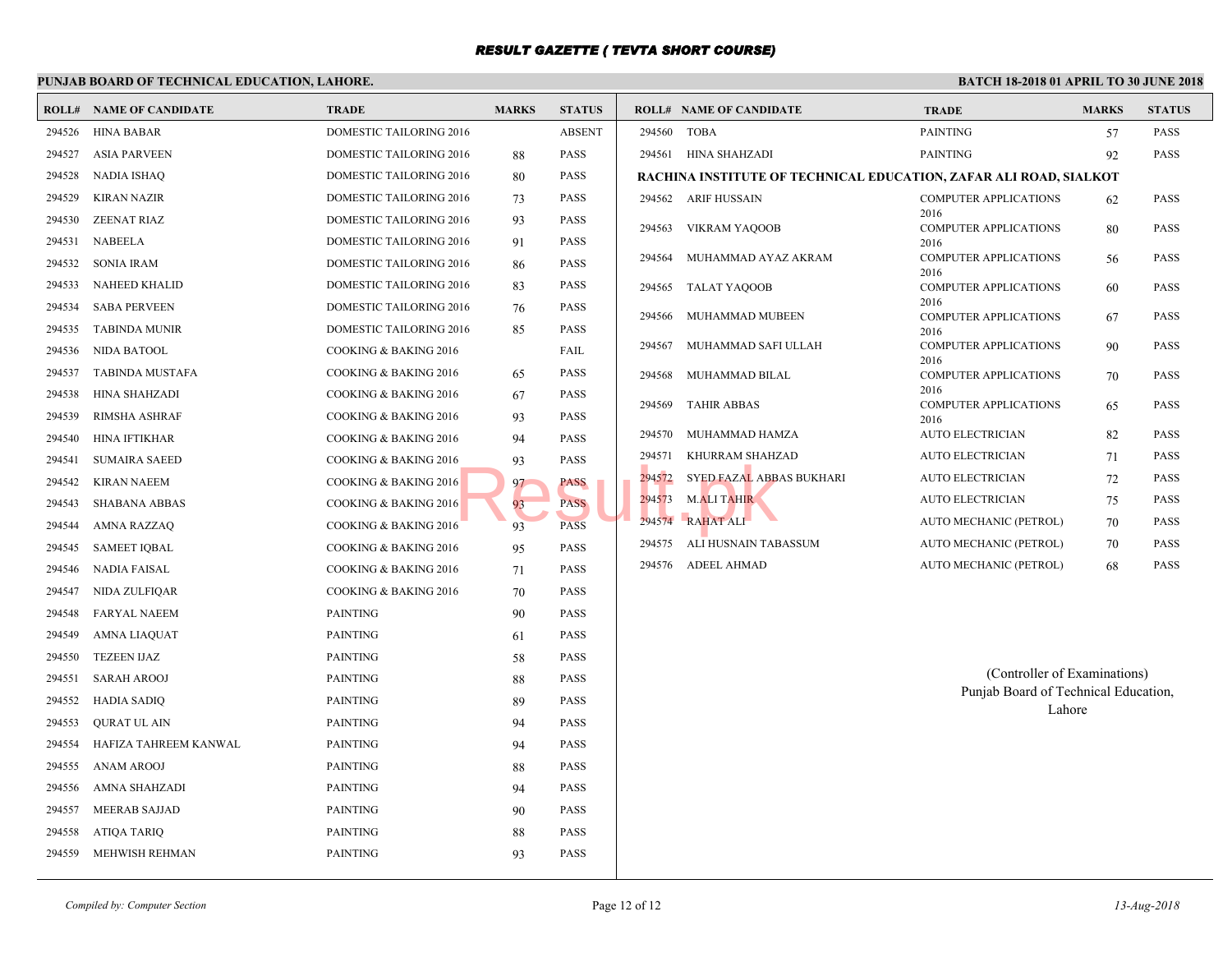# RESULT GAZETTE ( TEVTA SHORT COURSE)

**PUNJAB BOARD OF TECHNICAL EDUCATION, LAHORE.**

**BATCH 18-2018 01 APRIL TO 30 JUNE 2018**

| ROLL# | NAME OF CANDIDATE | TRADE | MARKS | STATUS |
|---|---|---|---|---|
| 294526 | HINA BABAR | DOMESTIC TAILORING 2016 | | ABSENT |
| 294527 | ASIA PARVEEN | DOMESTIC TAILORING 2016 | 88 | PASS |
| 294528 | NADIA ISHAQ | DOMESTIC TAILORING 2016 | 80 | PASS |
| 294529 | KIRAN NAZIR | DOMESTIC TAILORING 2016 | 73 | PASS |
| 294530 | ZEENAT RIAZ | DOMESTIC TAILORING 2016 | 93 | PASS |
| 294531 | NABEELA | DOMESTIC TAILORING 2016 | 91 | PASS |
| 294532 | SONIA IRAM | DOMESTIC TAILORING 2016 | 86 | PASS |
| 294533 | NAHEED KHALID | DOMESTIC TAILORING 2016 | 83 | PASS |
| 294534 | SABA PERVEEN | DOMESTIC TAILORING 2016 | 76 | PASS |
| 294535 | TABINDA MUNIR | DOMESTIC TAILORING 2016 | 85 | PASS |
| 294536 | NIDA BATOOL | COOKING & BAKING 2016 | | FAIL |
| 294537 | TABINDA MUSTAFA | COOKING & BAKING 2016 | 65 | PASS |
| 294538 | HINA SHAHZADI | COOKING & BAKING 2016 | 67 | PASS |
| 294539 | RIMSHA ASHRAF | COOKING & BAKING 2016 | 93 | PASS |
| 294540 | HINA IFTIKHAR | COOKING & BAKING 2016 | 94 | PASS |
| 294541 | SUMAIRA SAEED | COOKING & BAKING 2016 | 93 | PASS |
| 294542 | KIRAN NAEEM | COOKING & BAKING 2016 | 97 | PASS |
| 294543 | SHABANA ABBAS | COOKING & BAKING 2016 | 93 | PASS |
| 294544 | AMNA RAZZAQ | COOKING & BAKING 2016 | 93 | PASS |
| 294545 | SAMEET IQBAL | COOKING & BAKING 2016 | 95 | PASS |
| 294546 | NADIA FAISAL | COOKING & BAKING 2016 | 71 | PASS |
| 294547 | NIDA ZULFIQAR | COOKING & BAKING 2016 | 70 | PASS |
| 294548 | FARYAL NAEEM | PAINTING | 90 | PASS |
| 294549 | AMNA LIAQUAT | PAINTING | 61 | PASS |
| 294550 | TEZEEN IJAZ | PAINTING | 58 | PASS |
| 294551 | SARAH AROOJ | PAINTING | 88 | PASS |
| 294552 | HADIA SADIQ | PAINTING | 89 | PASS |
| 294553 | QURAT UL AIN | PAINTING | 94 | PASS |
| 294554 | HAFIZA TAHREEM KANWAL | PAINTING | 94 | PASS |
| 294555 | ANAM AROOJ | PAINTING | 88 | PASS |
| 294556 | AMNA SHAHZADI | PAINTING | 94 | PASS |
| 294557 | MEERAB SAJJAD | PAINTING | 90 | PASS |
| 294558 | ATIQA TARIQ | PAINTING | 88 | PASS |
| 294559 | MEHWISH REHMAN | PAINTING | 93 | PASS |
| 294560 | TOBA | PAINTING | 57 | PASS |
| 294561 | HINA SHAHZADI | PAINTING | 92 | PASS |

**RACHINA INSTITUTE OF TECHNICAL EDUCATION, ZAFAR ALI ROAD, SIALKOT**

| ROLL# | NAME OF CANDIDATE | TRADE | MARKS | STATUS |
|---|---|---|---|---|
| 294562 | ARIF HUSSAIN | COMPUTER APPLICATIONS 2016 | 62 | PASS |
| 294563 | VIKRAM YAQOOB | COMPUTER APPLICATIONS 2016 | 80 | PASS |
| 294564 | MUHAMMAD AYAZ AKRAM | COMPUTER APPLICATIONS 2016 | 56 | PASS |
| 294565 | TALAT YAQOOB | COMPUTER APPLICATIONS 2016 | 60 | PASS |
| 294566 | MUHAMMAD MUBEEN | COMPUTER APPLICATIONS 2016 | 67 | PASS |
| 294567 | MUHAMMAD SAFI ULLAH | COMPUTER APPLICATIONS 2016 | 90 | PASS |
| 294568 | MUHAMMAD BILAL | COMPUTER APPLICATIONS 2016 | 70 | PASS |
| 294569 | TAHIR ABBAS | COMPUTER APPLICATIONS 2016 | 65 | PASS |
| 294570 | MUHAMMAD HAMZA | AUTO ELECTRICIAN | 82 | PASS |
| 294571 | KHURRAM SHAHZAD | AUTO ELECTRICIAN | 71 | PASS |
| 294572 | SYED FAZAL ABBAS BUKHARI | AUTO ELECTRICIAN | 72 | PASS |
| 294573 | M.ALI TAHIR | AUTO ELECTRICIAN | 75 | PASS |
| 294574 | RAHAT ALI | AUTO MECHANIC (PETROL) | 70 | PASS |
| 294575 | ALI HUSNAIN TABASSUM | AUTO MECHANIC (PETROL) | 70 | PASS |
| 294576 | ADEEL AHMAD | AUTO MECHANIC (PETROL) | 68 | PASS |

(Controller of Examinations)
Punjab Board of Technical Education,
Lahore

*Compiled by: Computer Section*

*13-Aug-2018*